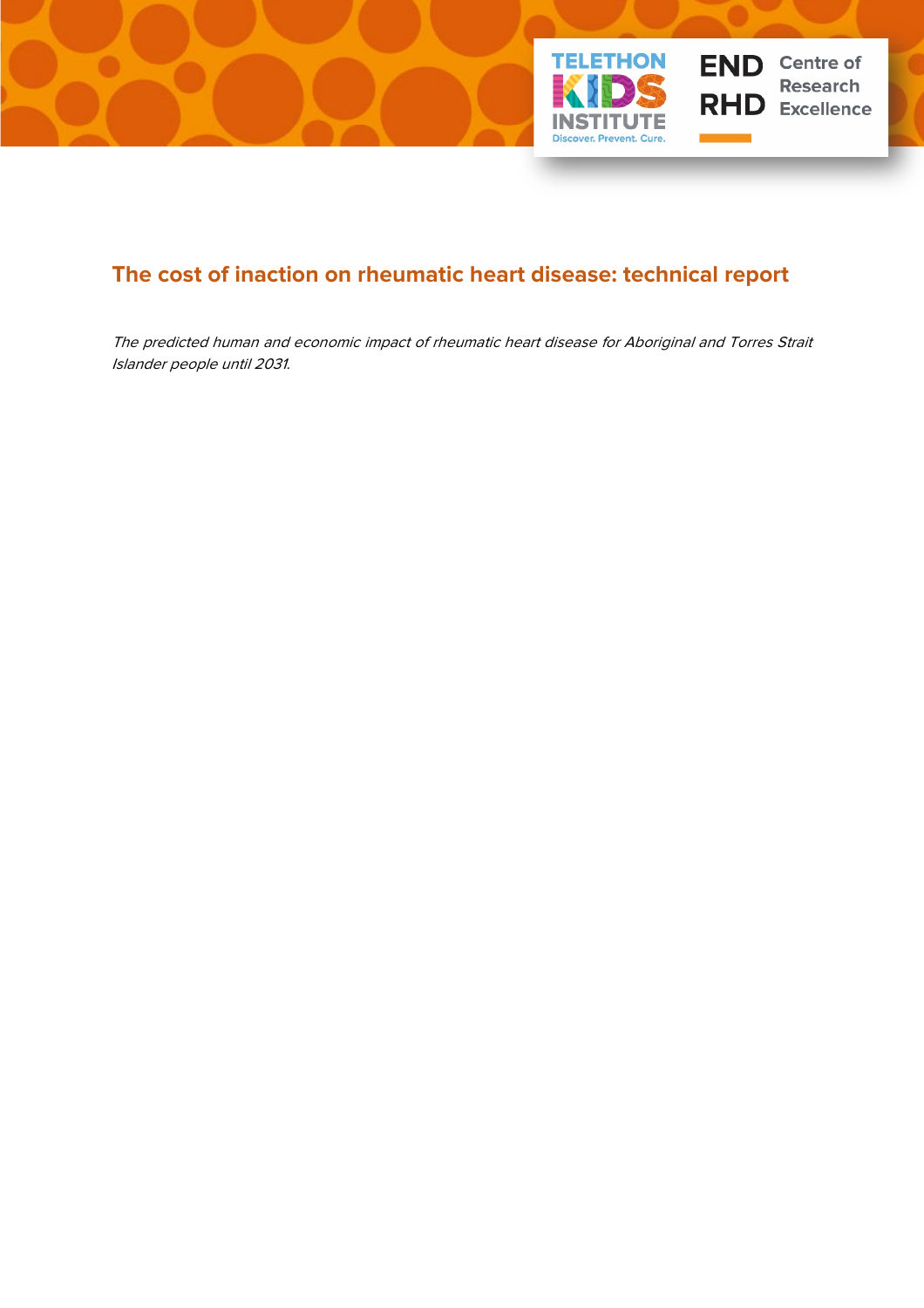# The cost of inaction on rheumatic heart disease: technical report

*The predicted human and economic impact of rheumatic heart disease for Aboriginal and Torres Strait Islander people until 2031.*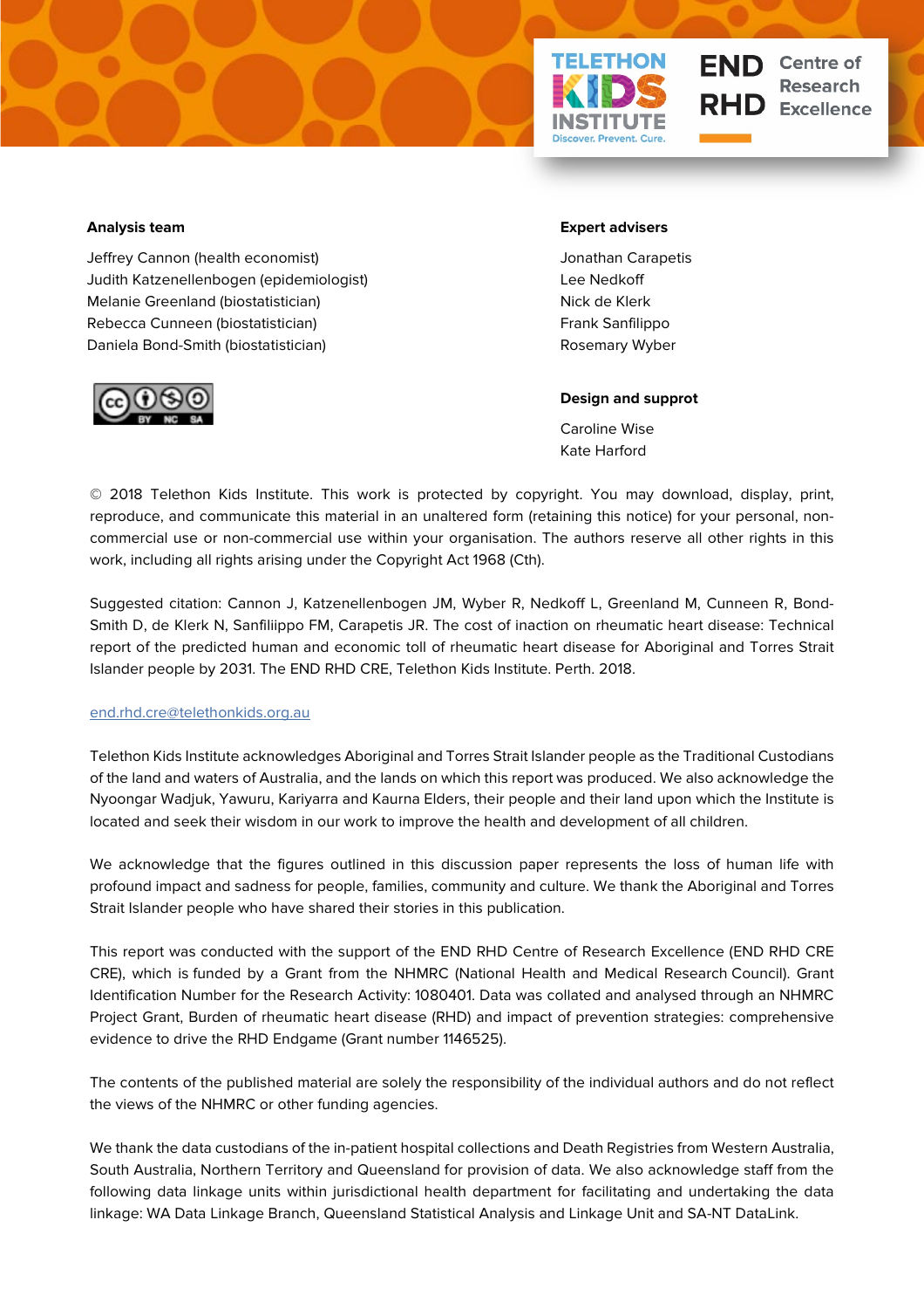**Analysis team**

Jeffrey Cannon (health economist)
Judith Katzenellenbogen (epidemiologist)
Melanie Greenland (biostatistician)
Rebecca Cunneen (biostatistician)
Daniela Bond-Smith (biostatistician)

**Expert advisers**

Jonathan Carapetis
Lee Nedkoff
Nick de Klerk
Frank Sanfilippo
Rosemary Wyber

**Design and supprot**

Caroline Wise
Kate Harford

© 2018 Telethon Kids Institute. This work is protected by copyright. You may download, display, print, reproduce, and communicate this material in an unaltered form (retaining this notice) for your personal, non-commercial use or non-commercial use within your organisation. The authors reserve all other rights in this work, including all rights arising under the Copyright Act 1968 (Cth).

Suggested citation: Cannon J, Katzenellenbogen JM, Wyber R, Nedkoff L, Greenland M, Cunneen R, Bond-Smith D, de Klerk N, Sanfiliippo FM, Carapetis JR. The cost of inaction on rheumatic heart disease: Technical report of the predicted human and economic toll of rheumatic heart disease for Aboriginal and Torres Strait Islander people by 2031. The END RHD CRE, Telethon Kids Institute. Perth. 2018.

end.rhd.cre@telethonkids.org.au

Telethon Kids Institute acknowledges Aboriginal and Torres Strait Islander people as the Traditional Custodians of the land and waters of Australia, and the lands on which this report was produced. We also acknowledge the Nyoongar Wadjuk, Yawuru, Kariyarra and Kaurna Elders, their people and their land upon which the Institute is located and seek their wisdom in our work to improve the health and development of all children.

We acknowledge that the figures outlined in this discussion paper represents the loss of human life with profound impact and sadness for people, families, community and culture. We thank the Aboriginal and Torres Strait Islander people who have shared their stories in this publication.

This report was conducted with the support of the END RHD Centre of Research Excellence (END RHD CRE CRE), which is funded by a Grant from the NHMRC (National Health and Medical Research Council). Grant Identification Number for the Research Activity: 1080401. Data was collated and analysed through an NHMRC Project Grant, Burden of rheumatic heart disease (RHD) and impact of prevention strategies: comprehensive evidence to drive the RHD Endgame (Grant number 1146525).

The contents of the published material are solely the responsibility of the individual authors and do not reflect the views of the NHMRC or other funding agencies.

We thank the data custodians of the in-patient hospital collections and Death Registries from Western Australia, South Australia, Northern Territory and Queensland for provision of data. We also acknowledge staff from the following data linkage units within jurisdictional health department for facilitating and undertaking the data linkage: WA Data Linkage Branch, Queensland Statistical Analysis and Linkage Unit and SA-NT DataLink.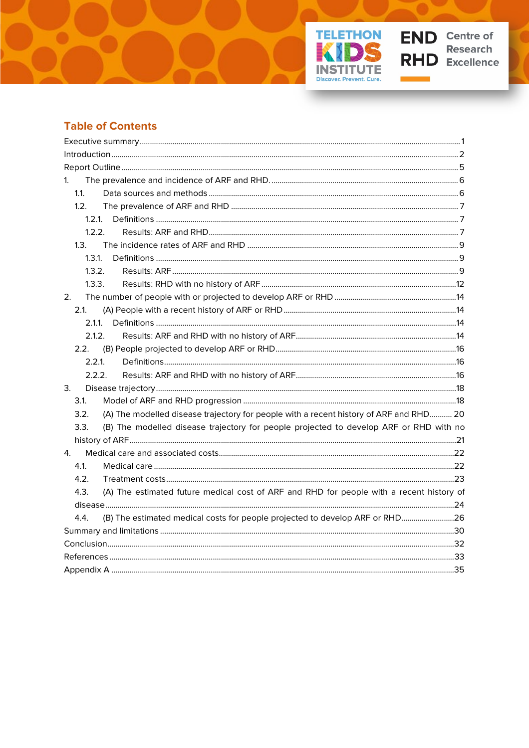## Table of Contents

Executive summary ... 1
Introduction ... 2
Report Outline ... 5
1. The prevalence and incidence of ARF and RHD. ... 6
  1.1. Data sources and methods ... 6
  1.2. The prevalence of ARF and RHD ... 7
    1.2.1. Definitions ... 7
    1.2.2. Results: ARF and RHD ... 7
  1.3. The incidence rates of ARF and RHD ... 9
    1.3.1. Definitions ... 9
    1.3.2. Results: ARF ... 9
    1.3.3. Results: RHD with no history of ARF ... 12
2. The number of people with or projected to develop ARF or RHD ... 14
  2.1. (A) People with a recent history of ARF or RHD ... 14
    2.1.1. Definitions ... 14
    2.1.2. Results: ARF and RHD with no history of ARF ... 14
  2.2. (B) People projected to develop ARF or RHD ... 16
    2.2.1. Definitions ... 16
    2.2.2. Results: ARF and RHD with no history of ARF ... 16
3. Disease trajectory ... 18
  3.1. Model of ARF and RHD progression ... 18
  3.2. (A) The modelled disease trajectory for people with a recent history of ARF and RHD ... 20
  3.3. (B) The modelled disease trajectory for people projected to develop ARF or RHD with no history of ARF ... 21
4. Medical care and associated costs ... 22
  4.1. Medical care ... 22
  4.2. Treatment costs ... 23
  4.3. (A) The estimated future medical cost of ARF and RHD for people with a recent history of disease ... 24
  4.4. (B) The estimated medical costs for people projected to develop ARF or RHD ... 26
Summary and limitations ... 30
Conclusion ... 32
References ... 33
Appendix A ... 35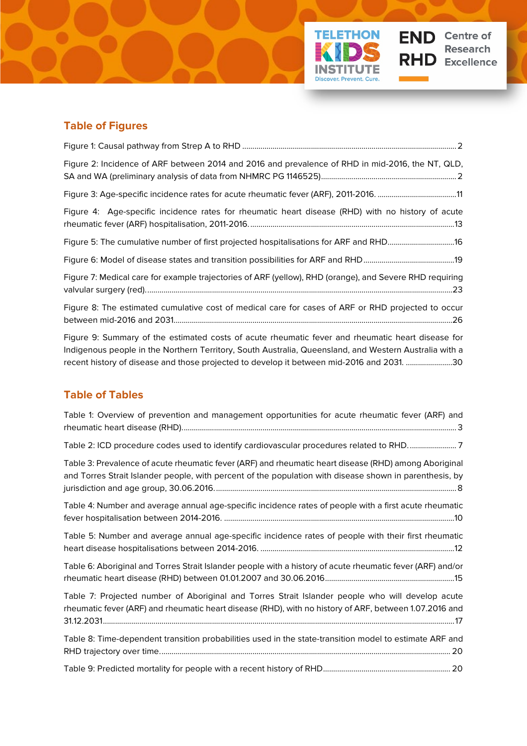## Table of Figures

Figure 1: Causal pathway from Strep A to RHD ........................................................................................................ 2

Figure 2: Incidence of ARF between 2014 and 2016 and prevalence of RHD in mid-2016, the NT, QLD, SA and WA (preliminary analysis of data from NHMRC PG 1146525)........................................................................ 2

Figure 3: Age-specific incidence rates for acute rheumatic fever (ARF), 2011-2016. .......................................11

Figure 4: Age-specific incidence rates for rheumatic heart disease (RHD) with no history of acute rheumatic fever (ARF) hospitalisation, 2011-2016. ....................................................................................................13

Figure 5: The cumulative number of first projected hospitalisations for ARF and RHD.................................16

Figure 6: Model of disease states and transition possibilities for ARF and RHD.............................................19

Figure 7: Medical care for example trajectories of ARF (yellow), RHD (orange), and Severe RHD requiring valvular surgery (red)........................................................................................................................................23

Figure 8: The estimated cumulative cost of medical care for cases of ARF or RHD projected to occur between mid-2016 and 2031...............................................................................................................................26

Figure 9: Summary of the estimated costs of acute rheumatic fever and rheumatic heart disease for Indigenous people in the Northern Territory, South Australia, Queensland, and Western Australia with a recent history of disease and those projected to develop it between mid-2016 and 2031. .......................30

## Table of Tables

Table 1: Overview of prevention and management opportunities for acute rheumatic fever (ARF) and rheumatic heart disease (RHD)........................................................................................................................ 3

Table 2: ICD procedure codes used to identify cardiovascular procedures related to RHD. ....................... 7

Table 3: Prevalence of acute rheumatic fever (ARF) and rheumatic heart disease (RHD) among Aboriginal and Torres Strait Islander people, with percent of the population with disease shown in parenthesis, by jurisdiction and age group, 30.06.2016...................................................................................................... 8

Table 4: Number and average annual age-specific incidence rates of people with a first acute rheumatic fever hospitalisation between 2014-2016. ................................................................................................10

Table 5: Number and average annual age-specific incidence rates of people with their first rheumatic heart disease hospitalisations between 2014-2016. ...............................................................................................12

Table 6: Aboriginal and Torres Strait Islander people with a history of acute rheumatic fever (ARF) and/or rheumatic heart disease (RHD) between 01.01.2007 and 30.06.2016...............................................................15

Table 7: Projected number of Aboriginal and Torres Strait Islander people who will develop acute rheumatic fever (ARF) and rheumatic heart disease (RHD), with no history of ARF, between 1.07.2016 and 31.12.2031..........................................................................................................................................................17

Table 8: Time-dependent transition probabilities used in the state-transition model to estimate ARF and RHD trajectory over time............................................................................................................................. 20

Table 9: Predicted mortality for people with a recent history of RHD.............................................................. 20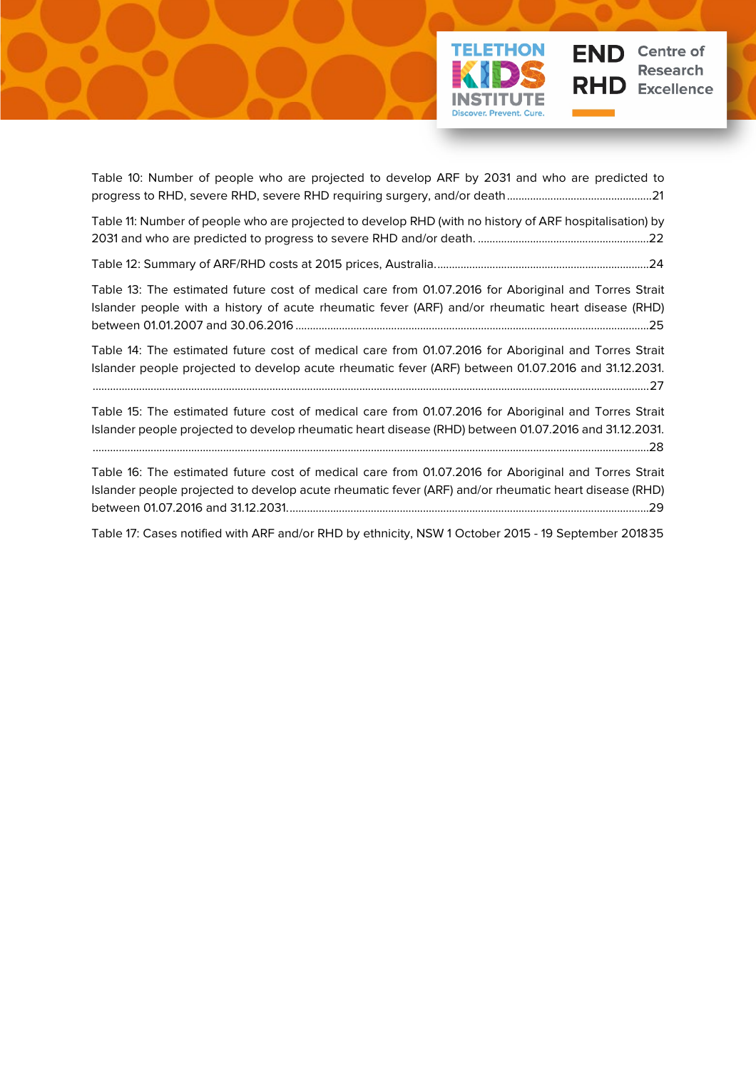Table 10: Number of people who are projected to develop ARF by 2031 and who are predicted to progress to RHD, severe RHD, severe RHD requiring surgery, and/or death ................................................. 21

Table 11: Number of people who are projected to develop RHD (with no history of ARF hospitalisation) by 2031 and who are predicted to progress to severe RHD and/or death. .......................................................... 22

Table 12: Summary of ARF/RHD costs at 2015 prices, Australia. ........................................................................ 24

Table 13: The estimated future cost of medical care from 01.07.2016 for Aboriginal and Torres Strait Islander people with a history of acute rheumatic fever (ARF) and/or rheumatic heart disease (RHD) between 01.01.2007 and 30.06.2016 ........................................................................................................................ 25

Table 14: The estimated future cost of medical care from 01.07.2016 for Aboriginal and Torres Strait Islander people projected to develop acute rheumatic fever (ARF) between 01.07.2016 and 31.12.2031. ........................................................................................................................................................................ 27

Table 15: The estimated future cost of medical care from 01.07.2016 for Aboriginal and Torres Strait Islander people projected to develop rheumatic heart disease (RHD) between 01.07.2016 and 31.12.2031. ........................................................................................................................................................................ 28

Table 16: The estimated future cost of medical care from 01.07.2016 for Aboriginal and Torres Strait Islander people projected to develop acute rheumatic fever (ARF) and/or rheumatic heart disease (RHD) between 01.07.2016 and 31.12.2031. .......................................................................................................................... 29

Table 17: Cases notified with ARF and/or RHD by ethnicity, NSW 1 October 2015 - 19 September 2018 35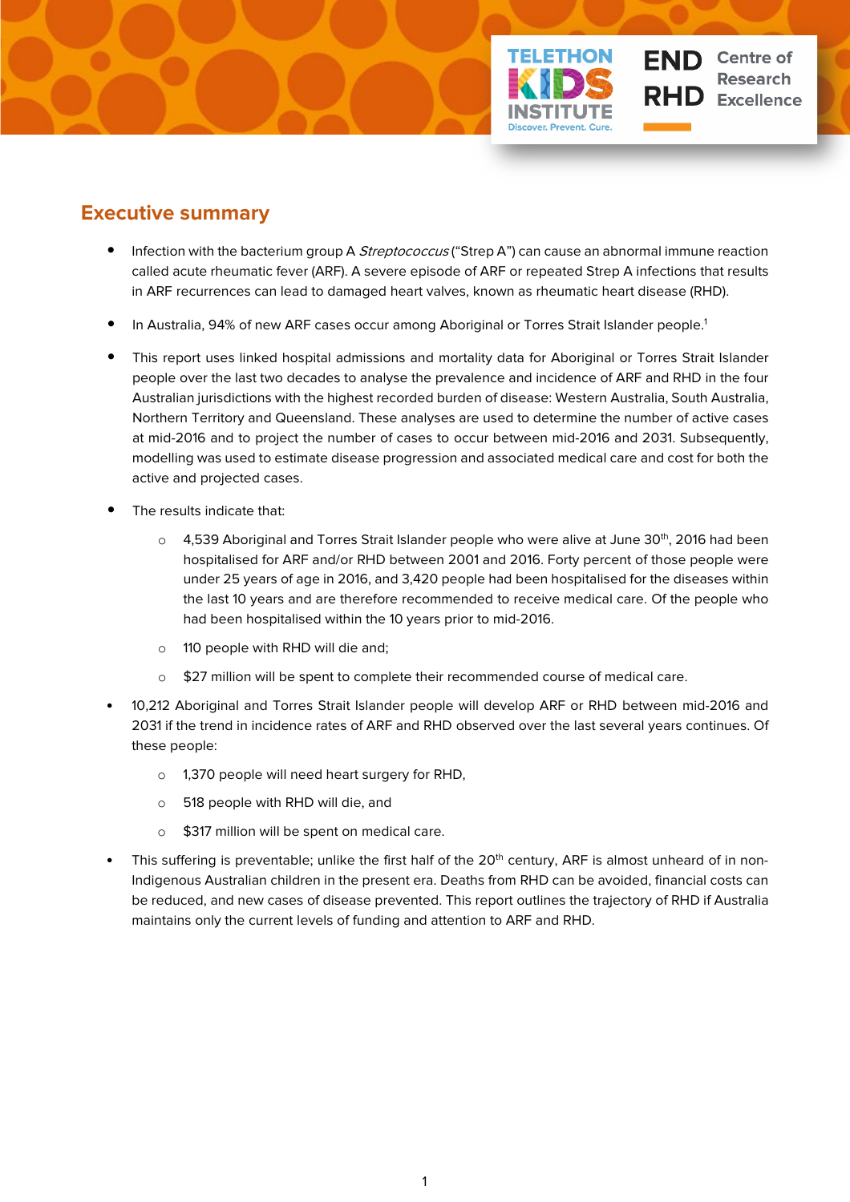## Executive summary

- Infection with the bacterium group A *Streptococcus* ("Strep A") can cause an abnormal immune reaction called acute rheumatic fever (ARF). A severe episode of ARF or repeated Strep A infections that results in ARF recurrences can lead to damaged heart valves, known as rheumatic heart disease (RHD).
- In Australia, 94% of new ARF cases occur among Aboriginal or Torres Strait Islander people.[1]
- This report uses linked hospital admissions and mortality data for Aboriginal or Torres Strait Islander people over the last two decades to analyse the prevalence and incidence of ARF and RHD in the four Australian jurisdictions with the highest recorded burden of disease: Western Australia, South Australia, Northern Territory and Queensland. These analyses are used to determine the number of active cases at mid-2016 and to project the number of cases to occur between mid-2016 and 2031. Subsequently, modelling was used to estimate disease progression and associated medical care and cost for both the active and projected cases.
- The results indicate that:
  - 4,539 Aboriginal and Torres Strait Islander people who were alive at June 30th, 2016 had been hospitalised for ARF and/or RHD between 2001 and 2016. Forty percent of those people were under 25 years of age in 2016, and 3,420 people had been hospitalised for the diseases within the last 10 years and are therefore recommended to receive medical care. Of the people who had been hospitalised within the 10 years prior to mid-2016.
  - 110 people with RHD will die and;
  - $27 million will be spent to complete their recommended course of medical care.
- 10,212 Aboriginal and Torres Strait Islander people will develop ARF or RHD between mid-2016 and 2031 if the trend in incidence rates of ARF and RHD observed over the last several years continues. Of these people:
  - 1,370 people will need heart surgery for RHD,
  - 518 people with RHD will die, and
  - $317 million will be spent on medical care.
- This suffering is preventable; unlike the first half of the 20th century, ARF is almost unheard of in non-Indigenous Australian children in the present era. Deaths from RHD can be avoided, financial costs can be reduced, and new cases of disease prevented. This report outlines the trajectory of RHD if Australia maintains only the current levels of funding and attention to ARF and RHD.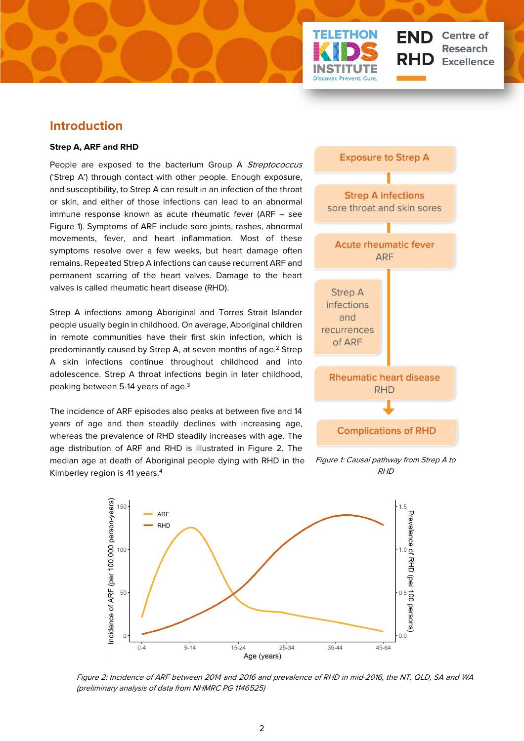## Introduction

**Strep A, ARF and RHD**

People are exposed to the bacterium Group A *Streptococcus* ('Strep A') through contact with other people. Enough exposure, and susceptibility, to Strep A can result in an infection of the throat or skin, and either of those infections can lead to an abnormal immune response known as acute rheumatic fever (ARF – see Figure 1). Symptoms of ARF include sore joints, rashes, abnormal movements, fever, and heart inflammation. Most of these symptoms resolve over a few weeks, but heart damage often remains. Repeated Strep A infections can cause recurrent ARF and permanent scarring of the heart valves. Damage to the heart valves is called rheumatic heart disease (RHD).

Strep A infections among Aboriginal and Torres Strait Islander people usually begin in childhood. On average, Aboriginal children in remote communities have their first skin infection, which is predominantly caused by Strep A, at seven months of age.[2] Strep A skin infections continue throughout childhood and into adolescence. Strep A throat infections begin in later childhood, peaking between 5-14 years of age.[3]

The incidence of ARF episodes also peaks at between five and 14 years of age and then steadily declines with increasing age, whereas the prevalence of RHD steadily increases with age. The age distribution of ARF and RHD is illustrated in Figure 2. The median age at death of Aboriginal people dying with RHD in the Kimberley region is 41 years.[4]

Exposure to Strep A → Strep A infections (sore throat and skin sores) → Acute rheumatic fever (ARF) → Strep A infections and recurrences of ARF → Rheumatic heart disease (RHD) → Complications of RHD

*Figure 1: Causal pathway from Strep A to RHD*

*Figure 2: Incidence of ARF between 2014 and 2016 and prevalence of RHD in mid-2016, the NT, QLD, SA and WA (preliminary analysis of data from NHMRC PG 1146525)*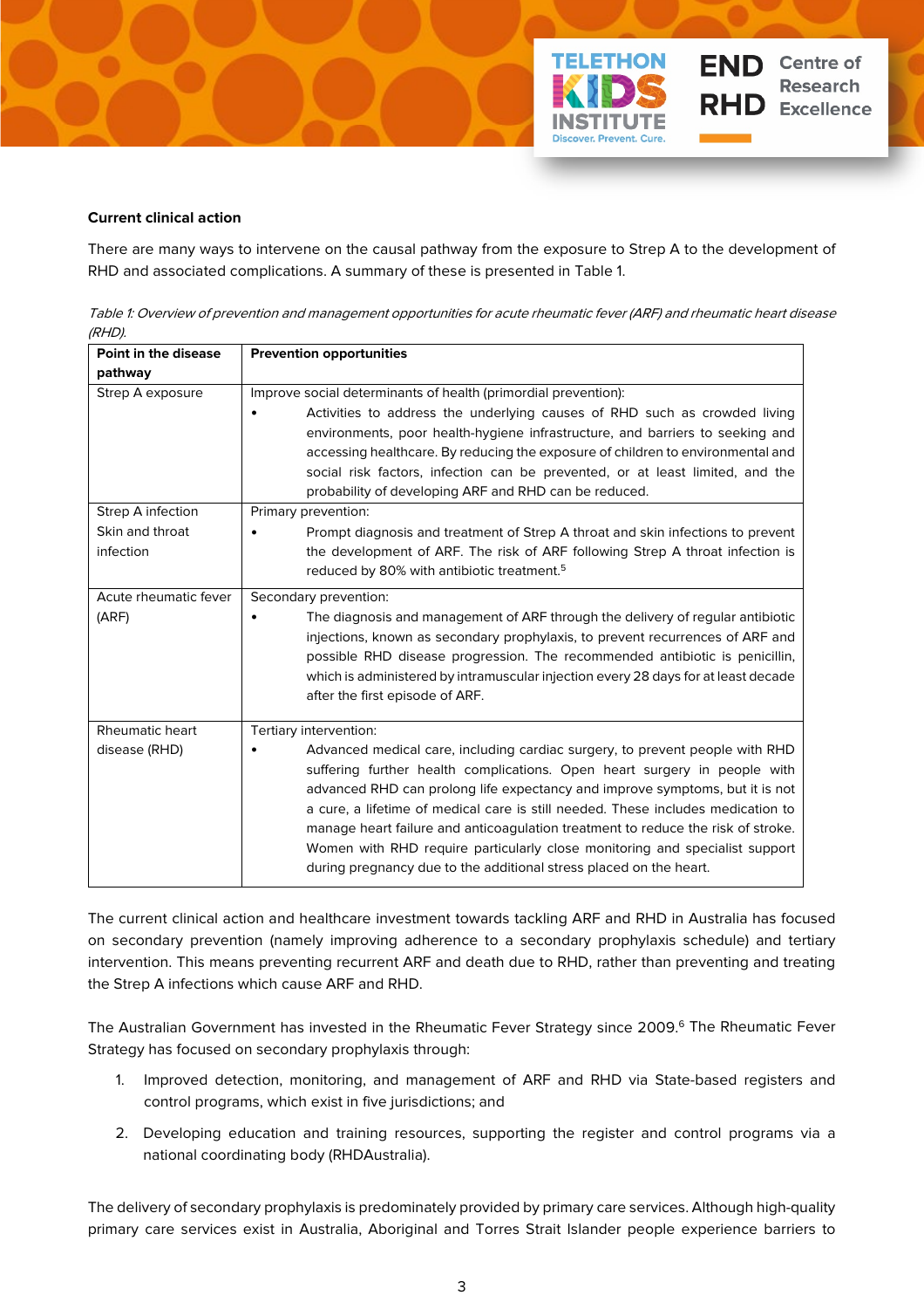**Current clinical action**

There are many ways to intervene on the causal pathway from the exposure to Strep A to the development of RHD and associated complications. A summary of these is presented in Table 1.

*Table 1: Overview of prevention and management opportunities for acute rheumatic fever (ARF) and rheumatic heart disease (RHD).*

| Point in the disease pathway | Prevention opportunities |
|---|---|
| Strep A exposure | Improve social determinants of health (primordial prevention):<br>• Activities to address the underlying causes of RHD such as crowded living environments, poor health-hygiene infrastructure, and barriers to seeking and accessing healthcare. By reducing the exposure of children to environmental and social risk factors, infection can be prevented, or at least limited, and the probability of developing ARF and RHD can be reduced. |
| Strep A infection<br>Skin and throat infection | Primary prevention:<br>• Prompt diagnosis and treatment of Strep A throat and skin infections to prevent the development of ARF. The risk of ARF following Strep A throat infection is reduced by 80% with antibiotic treatment.[5] |
| Acute rheumatic fever (ARF) | Secondary prevention:<br>• The diagnosis and management of ARF through the delivery of regular antibiotic injections, known as secondary prophylaxis, to prevent recurrences of ARF and possible RHD disease progression. The recommended antibiotic is penicillin, which is administered by intramuscular injection every 28 days for at least decade after the first episode of ARF. |
| Rheumatic heart disease (RHD) | Tertiary intervention:<br>• Advanced medical care, including cardiac surgery, to prevent people with RHD suffering further health complications. Open heart surgery in people with advanced RHD can prolong life expectancy and improve symptoms, but it is not a cure, a lifetime of medical care is still needed. These includes medication to manage heart failure and anticoagulation treatment to reduce the risk of stroke. Women with RHD require particularly close monitoring and specialist support during pregnancy due to the additional stress placed on the heart. |

The current clinical action and healthcare investment towards tackling ARF and RHD in Australia has focused on secondary prevention (namely improving adherence to a secondary prophylaxis schedule) and tertiary intervention. This means preventing recurrent ARF and death due to RHD, rather than preventing and treating the Strep A infections which cause ARF and RHD.

The Australian Government has invested in the Rheumatic Fever Strategy since 2009.[6] The Rheumatic Fever Strategy has focused on secondary prophylaxis through:

1. Improved detection, monitoring, and management of ARF and RHD via State-based registers and control programs, which exist in five jurisdictions; and
2. Developing education and training resources, supporting the register and control programs via a national coordinating body (RHDAustralia).

The delivery of secondary prophylaxis is predominately provided by primary care services. Although high-quality primary care services exist in Australia, Aboriginal and Torres Strait Islander people experience barriers to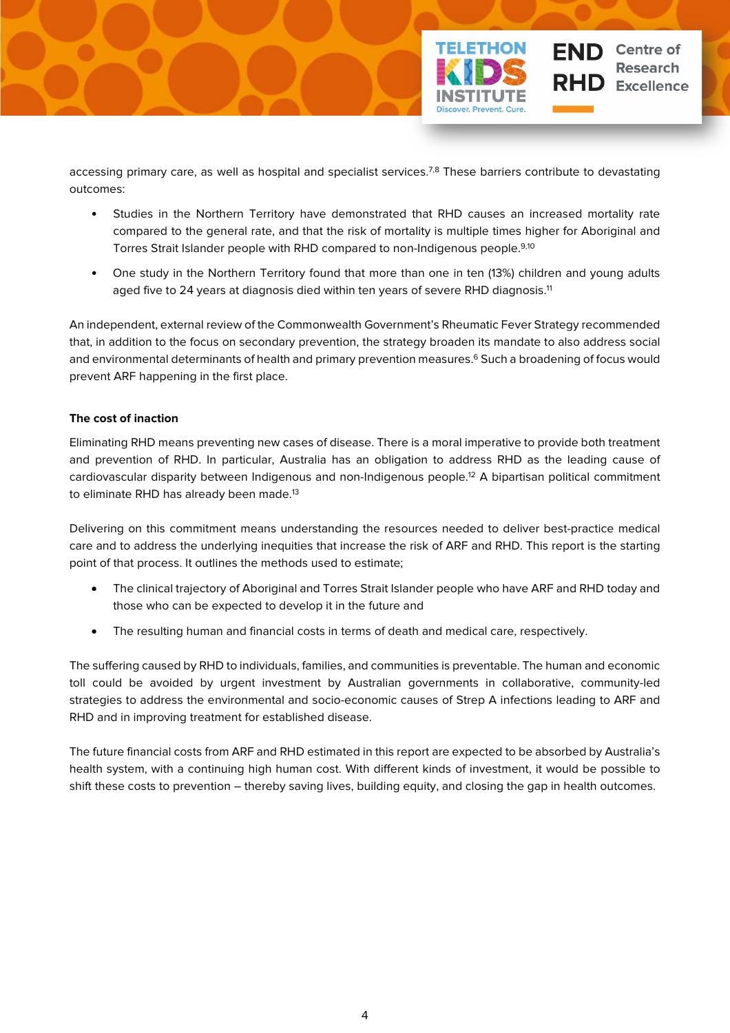accessing primary care, as well as hospital and specialist services.[7,8] These barriers contribute to devastating outcomes:

- Studies in the Northern Territory have demonstrated that RHD causes an increased mortality rate compared to the general rate, and that the risk of mortality is multiple times higher for Aboriginal and Torres Strait Islander people with RHD compared to non-Indigenous people.[9,10]
- One study in the Northern Territory found that more than one in ten (13%) children and young adults aged five to 24 years at diagnosis died within ten years of severe RHD diagnosis.[11]

An independent, external review of the Commonwealth Government's Rheumatic Fever Strategy recommended that, in addition to the focus on secondary prevention, the strategy broaden its mandate to also address social and environmental determinants of health and primary prevention measures.[6] Such a broadening of focus would prevent ARF happening in the first place.

**The cost of inaction**

Eliminating RHD means preventing new cases of disease. There is a moral imperative to provide both treatment and prevention of RHD. In particular, Australia has an obligation to address RHD as the leading cause of cardiovascular disparity between Indigenous and non-Indigenous people.[12] A bipartisan political commitment to eliminate RHD has already been made.[13]

Delivering on this commitment means understanding the resources needed to deliver best-practice medical care and to address the underlying inequities that increase the risk of ARF and RHD. This report is the starting point of that process. It outlines the methods used to estimate;

- The clinical trajectory of Aboriginal and Torres Strait Islander people who have ARF and RHD today and those who can be expected to develop it in the future and
- The resulting human and financial costs in terms of death and medical care, respectively.

The suffering caused by RHD to individuals, families, and communities is preventable. The human and economic toll could be avoided by urgent investment by Australian governments in collaborative, community-led strategies to address the environmental and socio-economic causes of Strep A infections leading to ARF and RHD and in improving treatment for established disease.

The future financial costs from ARF and RHD estimated in this report are expected to be absorbed by Australia's health system, with a continuing high human cost. With different kinds of investment, it would be possible to shift these costs to prevention – thereby saving lives, building equity, and closing the gap in health outcomes.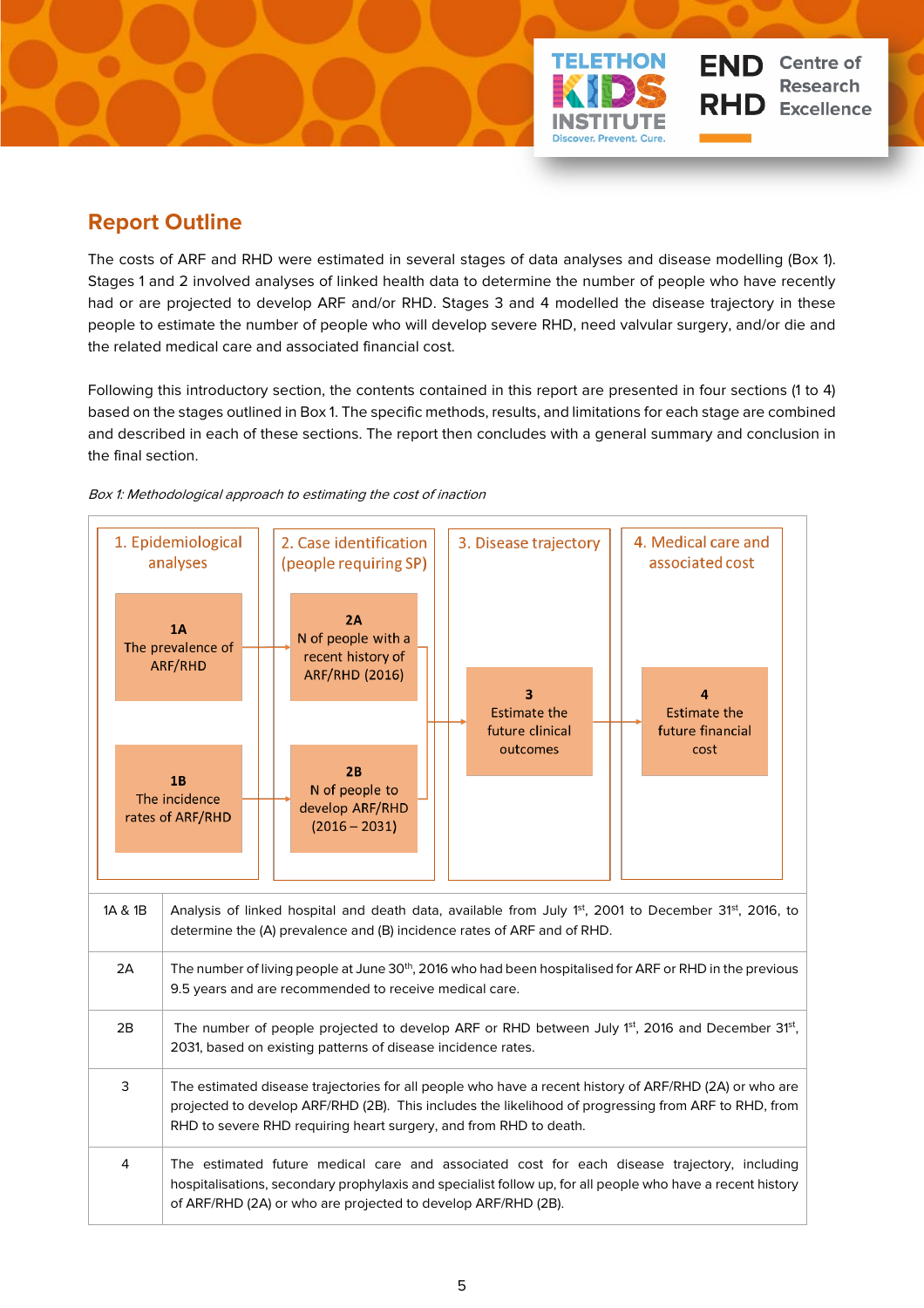## Report Outline

The costs of ARF and RHD were estimated in several stages of data analyses and disease modelling (Box 1). Stages 1 and 2 involved analyses of linked health data to determine the number of people who have recently had or are projected to develop ARF and/or RHD. Stages 3 and 4 modelled the disease trajectory in these people to estimate the number of people who will develop severe RHD, need valvular surgery, and/or die and the related medical care and associated financial cost.

Following this introductory section, the contents contained in this report are presented in four sections (1 to 4) based on the stages outlined in Box 1. The specific methods, results, and limitations for each stage are combined and described in each of these sections. The report then concludes with a general summary and conclusion in the final section.

*Box 1: Methodological approach to estimating the cost of inaction*

| 1. Epidemiological analyses | 2. Case identification (people requiring SP) | 3. Disease trajectory | 4. Medical care and associated cost |
|---|---|---|---|
| **1A** The prevalence of ARF/RHD → | **2A** N of people with a recent history of ARF/RHD (2016) → | **3** Estimate the future clinical outcomes → | **4** Estimate the future financial cost |
| **1B** The incidence rates of ARF/RHD → | **2B** N of people to develop ARF/RHD (2016 – 2031) → | | |

| | |
|---|---|
| 1A & 1B | Analysis of linked hospital and death data, available from July 1st, 2001 to December 31st, 2016, to determine the (A) prevalence and (B) incidence rates of ARF and of RHD. |
| 2A | The number of living people at June 30th, 2016 who had been hospitalised for ARF or RHD in the previous 9.5 years and are recommended to receive medical care. |
| 2B | The number of people projected to develop ARF or RHD between July 1st, 2016 and December 31st, 2031, based on existing patterns of disease incidence rates. |
| 3 | The estimated disease trajectories for all people who have a recent history of ARF/RHD (2A) or who are projected to develop ARF/RHD (2B). This includes the likelihood of progressing from ARF to RHD, from RHD to severe RHD requiring heart surgery, and from RHD to death. |
| 4 | The estimated future medical care and associated cost for each disease trajectory, including hospitalisations, secondary prophylaxis and specialist follow up, for all people who have a recent history of ARF/RHD (2A) or who are projected to develop ARF/RHD (2B). |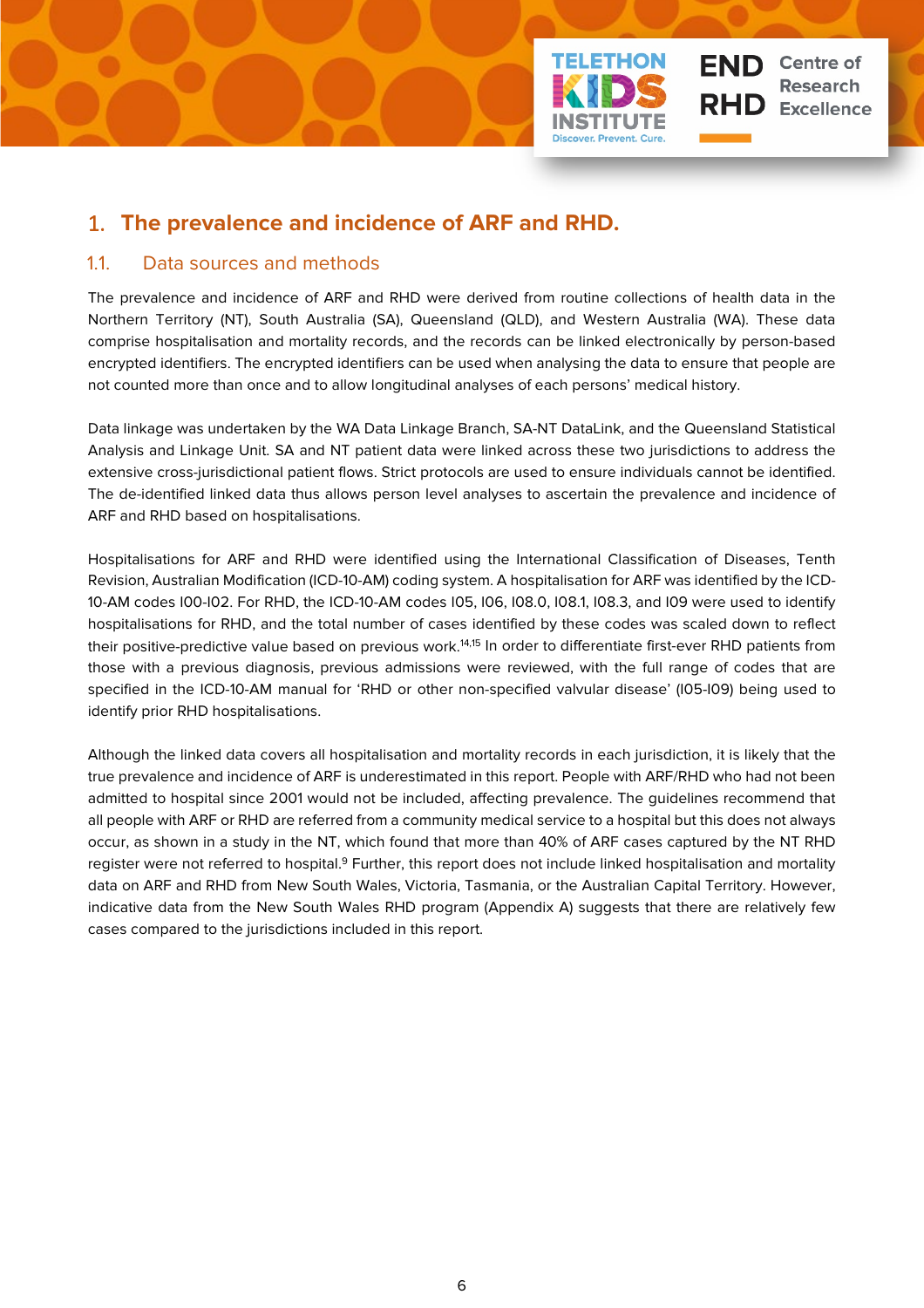# 1. The prevalence and incidence of ARF and RHD.

## 1.1. Data sources and methods

The prevalence and incidence of ARF and RHD were derived from routine collections of health data in the Northern Territory (NT), South Australia (SA), Queensland (QLD), and Western Australia (WA). These data comprise hospitalisation and mortality records, and the records can be linked electronically by person-based encrypted identifiers. The encrypted identifiers can be used when analysing the data to ensure that people are not counted more than once and to allow longitudinal analyses of each persons' medical history.

Data linkage was undertaken by the WA Data Linkage Branch, SA-NT DataLink, and the Queensland Statistical Analysis and Linkage Unit. SA and NT patient data were linked across these two jurisdictions to address the extensive cross-jurisdictional patient flows. Strict protocols are used to ensure individuals cannot be identified. The de-identified linked data thus allows person level analyses to ascertain the prevalence and incidence of ARF and RHD based on hospitalisations.

Hospitalisations for ARF and RHD were identified using the International Classification of Diseases, Tenth Revision, Australian Modification (ICD-10-AM) coding system. A hospitalisation for ARF was identified by the ICD-10-AM codes I00-I02. For RHD, the ICD-10-AM codes I05, I06, I08.0, I08.1, I08.3, and I09 were used to identify hospitalisations for RHD, and the total number of cases identified by these codes was scaled down to reflect their positive-predictive value based on previous work.[14,15] In order to differentiate first-ever RHD patients from those with a previous diagnosis, previous admissions were reviewed, with the full range of codes that are specified in the ICD-10-AM manual for 'RHD or other non-specified valvular disease' (I05-I09) being used to identify prior RHD hospitalisations.

Although the linked data covers all hospitalisation and mortality records in each jurisdiction, it is likely that the true prevalence and incidence of ARF is underestimated in this report. People with ARF/RHD who had not been admitted to hospital since 2001 would not be included, affecting prevalence. The guidelines recommend that all people with ARF or RHD are referred from a community medical service to a hospital but this does not always occur, as shown in a study in the NT, which found that more than 40% of ARF cases captured by the NT RHD register were not referred to hospital.[9] Further, this report does not include linked hospitalisation and mortality data on ARF and RHD from New South Wales, Victoria, Tasmania, or the Australian Capital Territory. However, indicative data from the New South Wales RHD program (Appendix A) suggests that there are relatively few cases compared to the jurisdictions included in this report.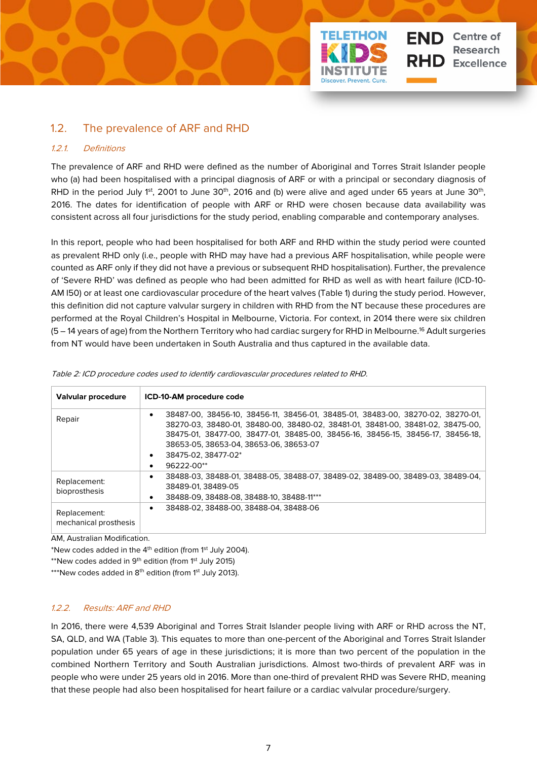## 1.2. The prevalence of ARF and RHD

### *1.2.1. Definitions*

The prevalence of ARF and RHD were defined as the number of Aboriginal and Torres Strait Islander people who (a) had been hospitalised with a principal diagnosis of ARF or with a principal or secondary diagnosis of RHD in the period July 1st, 2001 to June 30th, 2016 and (b) were alive and aged under 65 years at June 30th, 2016. The dates for identification of people with ARF or RHD were chosen because data availability was consistent across all four jurisdictions for the study period, enabling comparable and contemporary analyses.

In this report, people who had been hospitalised for both ARF and RHD within the study period were counted as prevalent RHD only (i.e., people with RHD may have had a previous ARF hospitalisation, while people were counted as ARF only if they did not have a previous or subsequent RHD hospitalisation). Further, the prevalence of 'Severe RHD' was defined as people who had been admitted for RHD as well as with heart failure (ICD-10-AM I50) or at least one cardiovascular procedure of the heart valves (Table 1) during the study period. However, this definition did not capture valvular surgery in children with RHD from the NT because these procedures are performed at the Royal Children's Hospital in Melbourne, Victoria. For context, in 2014 there were six children (5 – 14 years of age) from the Northern Territory who had cardiac surgery for RHD in Melbourne.[16] Adult surgeries from NT would have been undertaken in South Australia and thus captured in the available data.

*Table 2: ICD procedure codes used to identify cardiovascular procedures related to RHD.*

| Valvular procedure | ICD-10-AM procedure code |
|---|---|
| Repair | • 38487-00, 38456-10, 38456-11, 38456-01, 38485-01, 38483-00, 38270-02, 38270-01, 38270-03, 38480-01, 38480-00, 38480-02, 38481-01, 38481-00, 38481-02, 38475-00, 38475-01, 38477-00, 38477-01, 38485-00, 38456-16, 38456-15, 38456-17, 38456-18, 38653-05, 38653-04, 38653-06, 38653-07<br>• 38475-02, 38477-02*<br>• 96222-00** |
| Replacement: bioprosthesis | • 38488-03, 38488-01, 38488-05, 38488-07, 38489-02, 38489-00, 38489-03, 38489-04, 38489-01, 38489-05<br>• 38488-09, 38488-08, 38488-10, 38488-11*** |
| Replacement: mechanical prosthesis | • 38488-02, 38488-00, 38488-04, 38488-06 |

AM, Australian Modification.
*New codes added in the 4th edition (from 1st July 2004).
**New codes added in 9th edition (from 1st July 2015)
***New codes added in 8th edition (from 1st July 2013).

### *1.2.2. Results: ARF and RHD*

In 2016, there were 4,539 Aboriginal and Torres Strait Islander people living with ARF or RHD across the NT, SA, QLD, and WA (Table 3). This equates to more than one-percent of the Aboriginal and Torres Strait Islander population under 65 years of age in these jurisdictions; it is more than two percent of the population in the combined Northern Territory and South Australian jurisdictions. Almost two-thirds of prevalent ARF was in people who were under 25 years old in 2016. More than one-third of prevalent RHD was Severe RHD, meaning that these people had also been hospitalised for heart failure or a cardiac valvular procedure/surgery.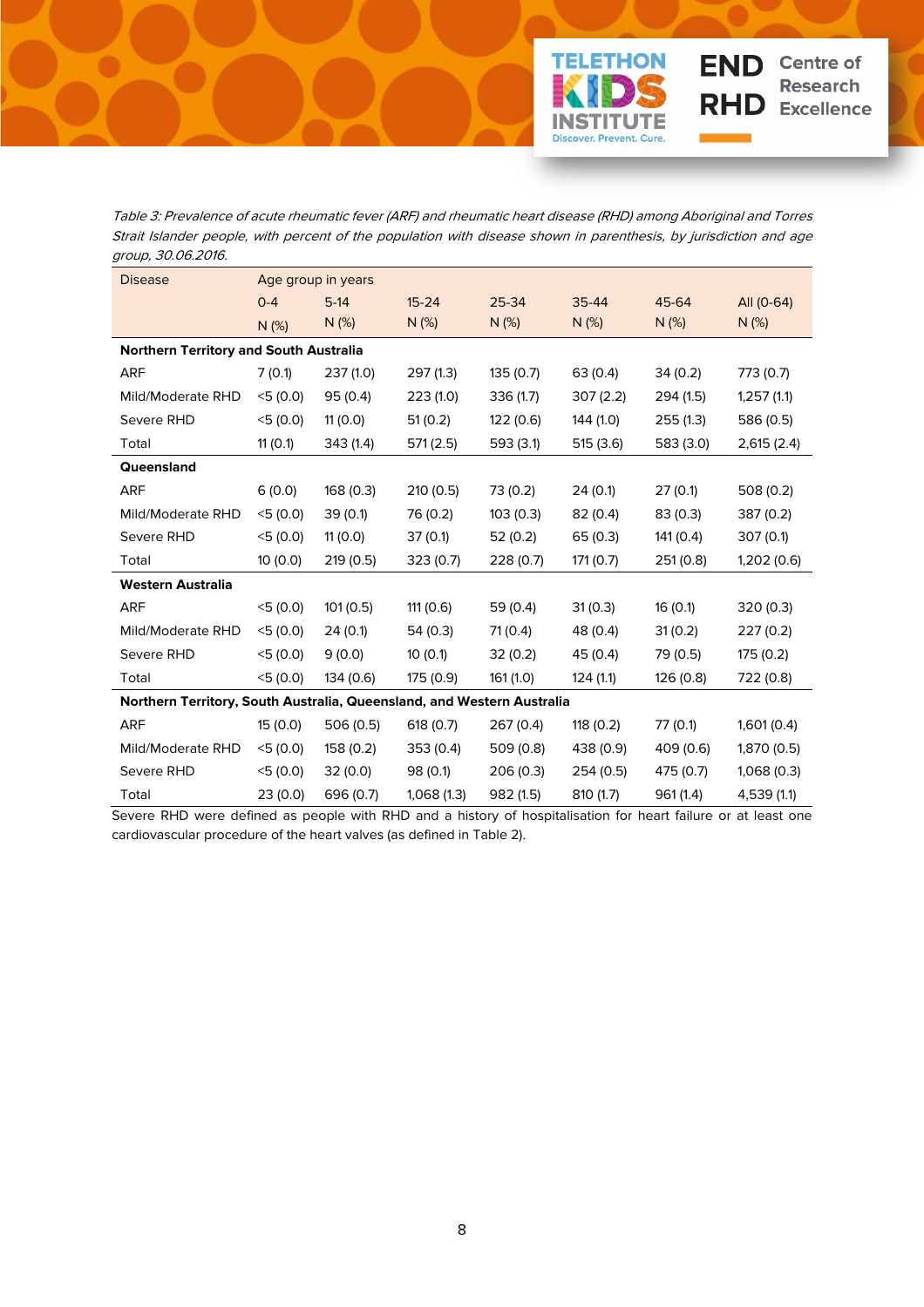*Table 3: Prevalence of acute rheumatic fever (ARF) and rheumatic heart disease (RHD) among Aboriginal and Torres Strait Islander people, with percent of the population with disease shown in parenthesis, by jurisdiction and age group, 30.06.2016.*

| Disease | Age group in years | | | | | | |
|---|---|---|---|---|---|---|---|
| | 0-4 | 5-14 | 15-24 | 25-34 | 35-44 | 45-64 | All (0-64) |
| | N (%) | N (%) | N (%) | N (%) | N (%) | N (%) | N (%) |
| **Northern Territory and South Australia** | | | | | | | |
| ARF | 7 (0.1) | 237 (1.0) | 297 (1.3) | 135 (0.7) | 63 (0.4) | 34 (0.2) | 773 (0.7) |
| Mild/Moderate RHD | <5 (0.0) | 95 (0.4) | 223 (1.0) | 336 (1.7) | 307 (2.2) | 294 (1.5) | 1,257 (1.1) |
| Severe RHD | <5 (0.0) | 11 (0.0) | 51 (0.2) | 122 (0.6) | 144 (1.0) | 255 (1.3) | 586 (0.5) |
| Total | 11 (0.1) | 343 (1.4) | 571 (2.5) | 593 (3.1) | 515 (3.6) | 583 (3.0) | 2,615 (2.4) |
| **Queensland** | | | | | | | |
| ARF | 6 (0.0) | 168 (0.3) | 210 (0.5) | 73 (0.2) | 24 (0.1) | 27 (0.1) | 508 (0.2) |
| Mild/Moderate RHD | <5 (0.0) | 39 (0.1) | 76 (0.2) | 103 (0.3) | 82 (0.4) | 83 (0.3) | 387 (0.2) |
| Severe RHD | <5 (0.0) | 11 (0.0) | 37 (0.1) | 52 (0.2) | 65 (0.3) | 141 (0.4) | 307 (0.1) |
| Total | 10 (0.0) | 219 (0.5) | 323 (0.7) | 228 (0.7) | 171 (0.7) | 251 (0.8) | 1,202 (0.6) |
| **Western Australia** | | | | | | | |
| ARF | <5 (0.0) | 101 (0.5) | 111 (0.6) | 59 (0.4) | 31 (0.3) | 16 (0.1) | 320 (0.3) |
| Mild/Moderate RHD | <5 (0.0) | 24 (0.1) | 54 (0.3) | 71 (0.4) | 48 (0.4) | 31 (0.2) | 227 (0.2) |
| Severe RHD | <5 (0.0) | 9 (0.0) | 10 (0.1) | 32 (0.2) | 45 (0.4) | 79 (0.5) | 175 (0.2) |
| Total | <5 (0.0) | 134 (0.6) | 175 (0.9) | 161 (1.0) | 124 (1.1) | 126 (0.8) | 722 (0.8) |
| **Northern Territory, South Australia, Queensland, and Western Australia** | | | | | | | |
| ARF | 15 (0.0) | 506 (0.5) | 618 (0.7) | 267 (0.4) | 118 (0.2) | 77 (0.1) | 1,601 (0.4) |
| Mild/Moderate RHD | <5 (0.0) | 158 (0.2) | 353 (0.4) | 509 (0.8) | 438 (0.9) | 409 (0.6) | 1,870 (0.5) |
| Severe RHD | <5 (0.0) | 32 (0.0) | 98 (0.1) | 206 (0.3) | 254 (0.5) | 475 (0.7) | 1,068 (0.3) |
| Total | 23 (0.0) | 696 (0.7) | 1,068 (1.3) | 982 (1.5) | 810 (1.7) | 961 (1.4) | 4,539 (1.1) |

Severe RHD were defined as people with RHD and a history of hospitalisation for heart failure or at least one cardiovascular procedure of the heart valves (as defined in Table 2).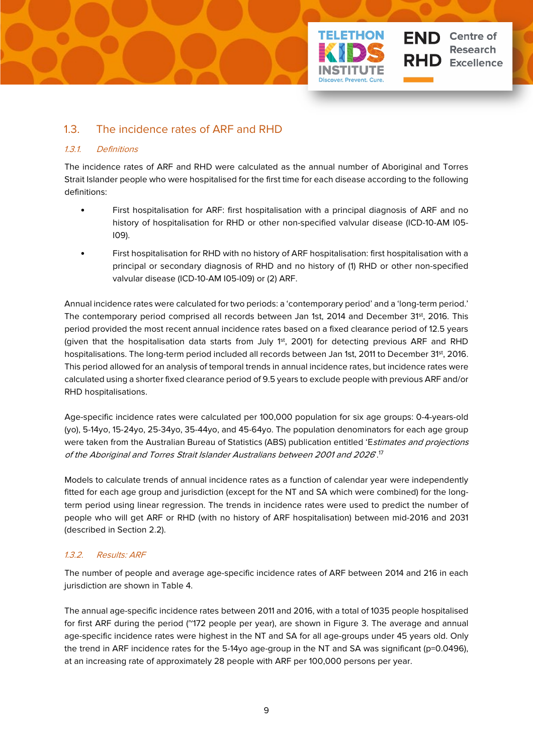## 1.3. The incidence rates of ARF and RHD

### *1.3.1. Definitions*

The incidence rates of ARF and RHD were calculated as the annual number of Aboriginal and Torres Strait Islander people who were hospitalised for the first time for each disease according to the following definitions:

- First hospitalisation for ARF: first hospitalisation with a principal diagnosis of ARF and no history of hospitalisation for RHD or other non-specified valvular disease (ICD-10-AM I05-I09).
- First hospitalisation for RHD with no history of ARF hospitalisation: first hospitalisation with a principal or secondary diagnosis of RHD and no history of (1) RHD or other non-specified valvular disease (ICD-10-AM I05-I09) or (2) ARF.

Annual incidence rates were calculated for two periods: a 'contemporary period' and a 'long-term period.' The contemporary period comprised all records between Jan 1st, 2014 and December 31st, 2016. This period provided the most recent annual incidence rates based on a fixed clearance period of 12.5 years (given that the hospitalisation data starts from July 1st, 2001) for detecting previous ARF and RHD hospitalisations. The long-term period included all records between Jan 1st, 2011 to December 31st, 2016. This period allowed for an analysis of temporal trends in annual incidence rates, but incidence rates were calculated using a shorter fixed clearance period of 9.5 years to exclude people with previous ARF and/or RHD hospitalisations.

Age-specific incidence rates were calculated per 100,000 population for six age groups: 0-4-years-old (yo), 5-14yo, 15-24yo, 25-34yo, 35-44yo, and 45-64yo. The population denominators for each age group were taken from the Australian Bureau of Statistics (ABS) publication entitled '*Estimates and projections of the Aboriginal and Torres Strait Islander Australians between 2001 and 2026*'.[17]

Models to calculate trends of annual incidence rates as a function of calendar year were independently fitted for each age group and jurisdiction (except for the NT and SA which were combined) for the long-term period using linear regression. The trends in incidence rates were used to predict the number of people who will get ARF or RHD (with no history of ARF hospitalisation) between mid-2016 and 2031 (described in Section 2.2).

### *1.3.2. Results: ARF*

The number of people and average age-specific incidence rates of ARF between 2014 and 216 in each jurisdiction are shown in Table 4.

The annual age-specific incidence rates between 2011 and 2016, with a total of 1035 people hospitalised for first ARF during the period (~172 people per year), are shown in Figure 3. The average and annual age-specific incidence rates were highest in the NT and SA for all age-groups under 45 years old. Only the trend in ARF incidence rates for the 5-14yo age-group in the NT and SA was significant ($p=0.0496$), at an increasing rate of approximately 28 people with ARF per 100,000 persons per year.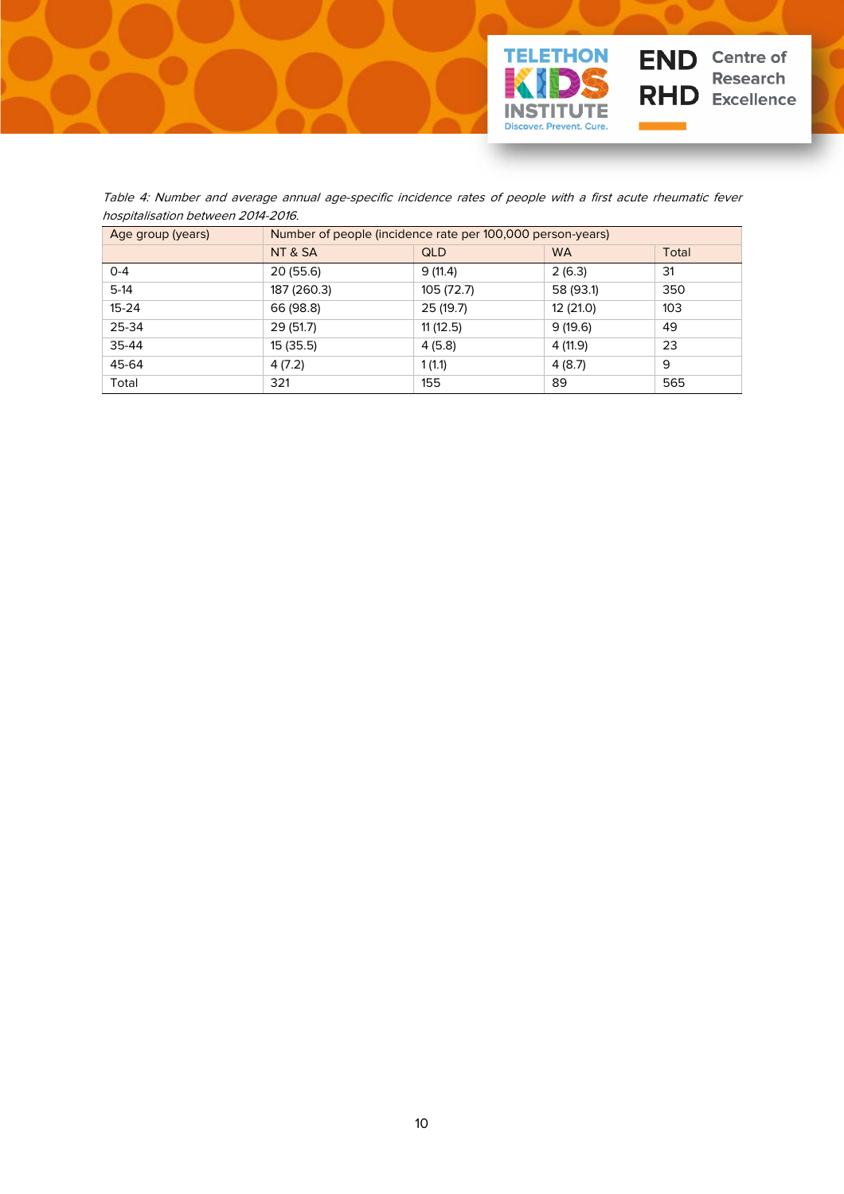*Table 4: Number and average annual age-specific incidence rates of people with a first acute rheumatic fever hospitalisation between 2014-2016.*

| Age group (years) | Number of people (incidence rate per 100,000 person-years) | | | |
|---|---|---|---|---|
| | NT & SA | QLD | WA | Total |
| 0-4 | 20 (55.6) | 9 (11.4) | 2 (6.3) | 31 |
| 5-14 | 187 (260.3) | 105 (72.7) | 58 (93.1) | 350 |
| 15-24 | 66 (98.8) | 25 (19.7) | 12 (21.0) | 103 |
| 25-34 | 29 (51.7) | 11 (12.5) | 9 (19.6) | 49 |
| 35-44 | 15 (35.5) | 4 (5.8) | 4 (11.9) | 23 |
| 45-64 | 4 (7.2) | 1 (1.1) | 4 (8.7) | 9 |
| Total | 321 | 155 | 89 | 565 |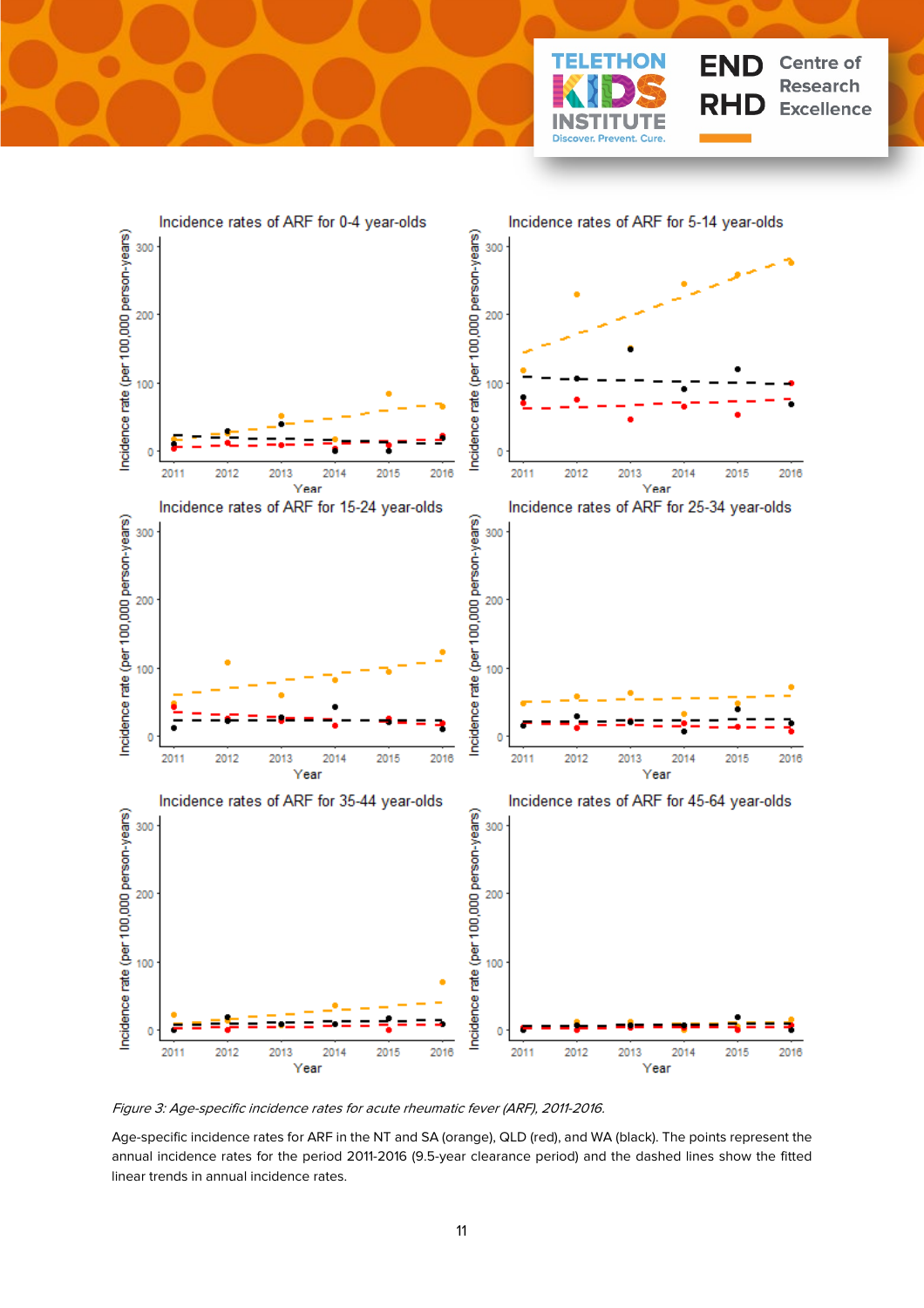*Figure 3: Age-specific incidence rates for acute rheumatic fever (ARF), 2011-2016.*

Age-specific incidence rates for ARF in the NT and SA (orange), QLD (red), and WA (black). The points represent the annual incidence rates for the period 2011-2016 (9.5-year clearance period) and the dashed lines show the fitted linear trends in annual incidence rates.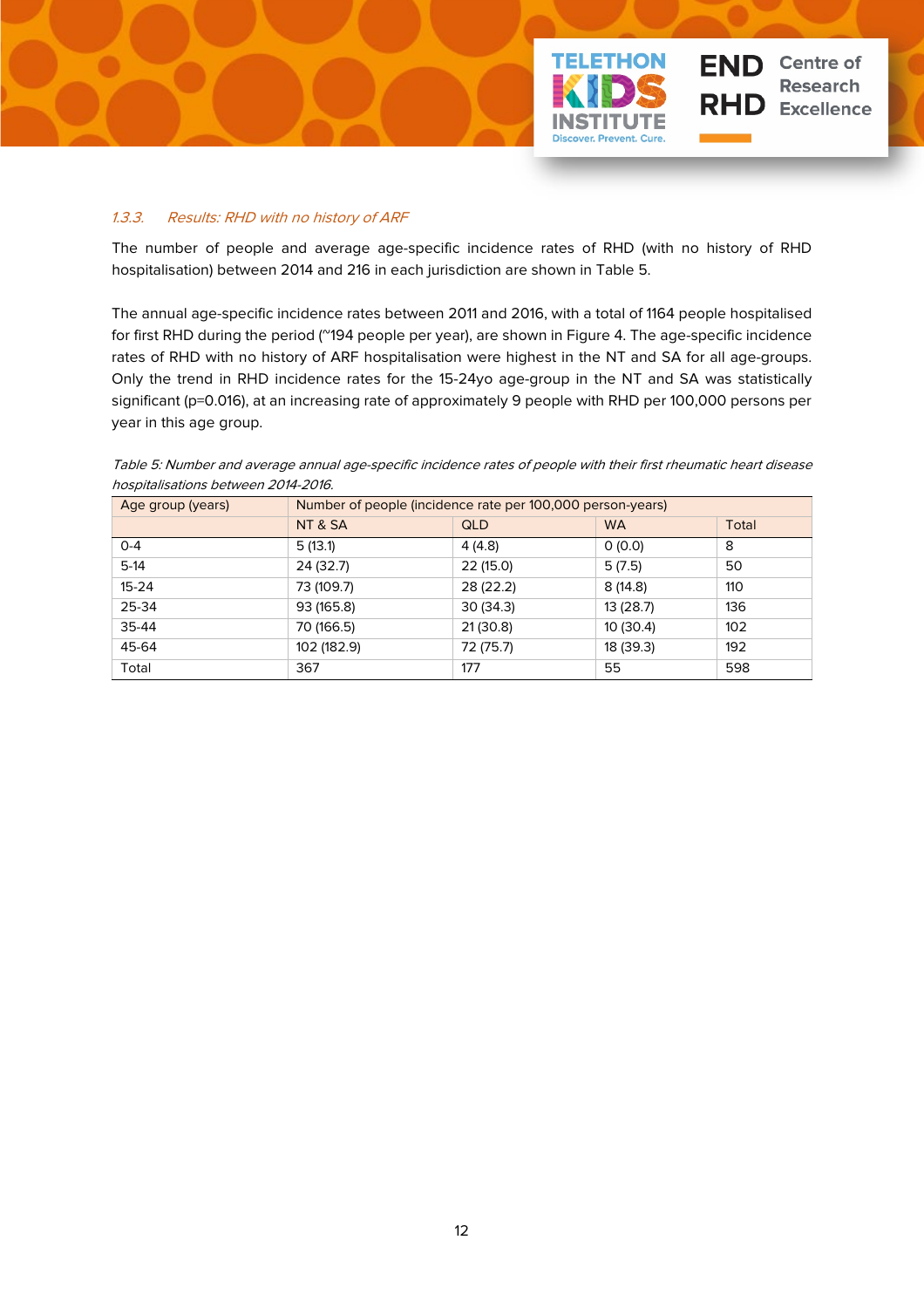### 1.3.3. Results: RHD with no history of ARF

The number of people and average age-specific incidence rates of RHD (with no history of RHD hospitalisation) between 2014 and 216 in each jurisdiction are shown in Table 5.

The annual age-specific incidence rates between 2011 and 2016, with a total of 1164 people hospitalised for first RHD during the period (~194 people per year), are shown in Figure 4. The age-specific incidence rates of RHD with no history of ARF hospitalisation were highest in the NT and SA for all age-groups. Only the trend in RHD incidence rates for the 15-24yo age-group in the NT and SA was statistically significant (p=0.016), at an increasing rate of approximately 9 people with RHD per 100,000 persons per year in this age group.

*Table 5: Number and average annual age-specific incidence rates of people with their first rheumatic heart disease hospitalisations between 2014-2016.*

| Age group (years) | Number of people (incidence rate per 100,000 person-years) | | | |
|---|---|---|---|---|
| | NT & SA | QLD | WA | Total |
| 0-4 | 5 (13.1) | 4 (4.8) | 0 (0.0) | 8 |
| 5-14 | 24 (32.7) | 22 (15.0) | 5 (7.5) | 50 |
| 15-24 | 73 (109.7) | 28 (22.2) | 8 (14.8) | 110 |
| 25-34 | 93 (165.8) | 30 (34.3) | 13 (28.7) | 136 |
| 35-44 | 70 (166.5) | 21 (30.8) | 10 (30.4) | 102 |
| 45-64 | 102 (182.9) | 72 (75.7) | 18 (39.3) | 192 |
| Total | 367 | 177 | 55 | 598 |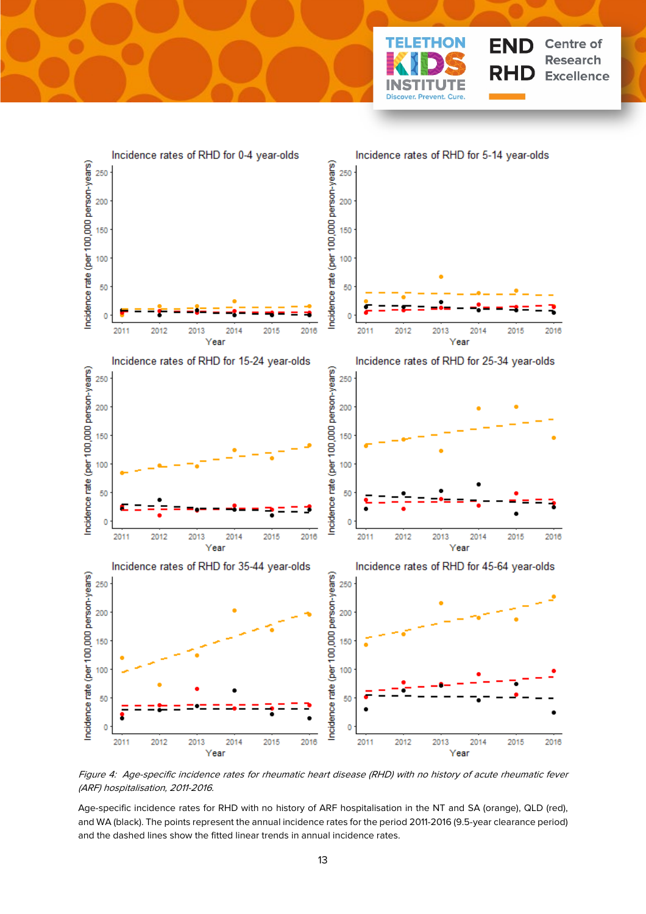*Figure 4: Age-specific incidence rates for rheumatic heart disease (RHD) with no history of acute rheumatic fever (ARF) hospitalisation, 2011-2016.*

Age-specific incidence rates for RHD with no history of ARF hospitalisation in the NT and SA (orange), QLD (red), and WA (black). The points represent the annual incidence rates for the period 2011-2016 (9.5-year clearance period) and the dashed lines show the fitted linear trends in annual incidence rates.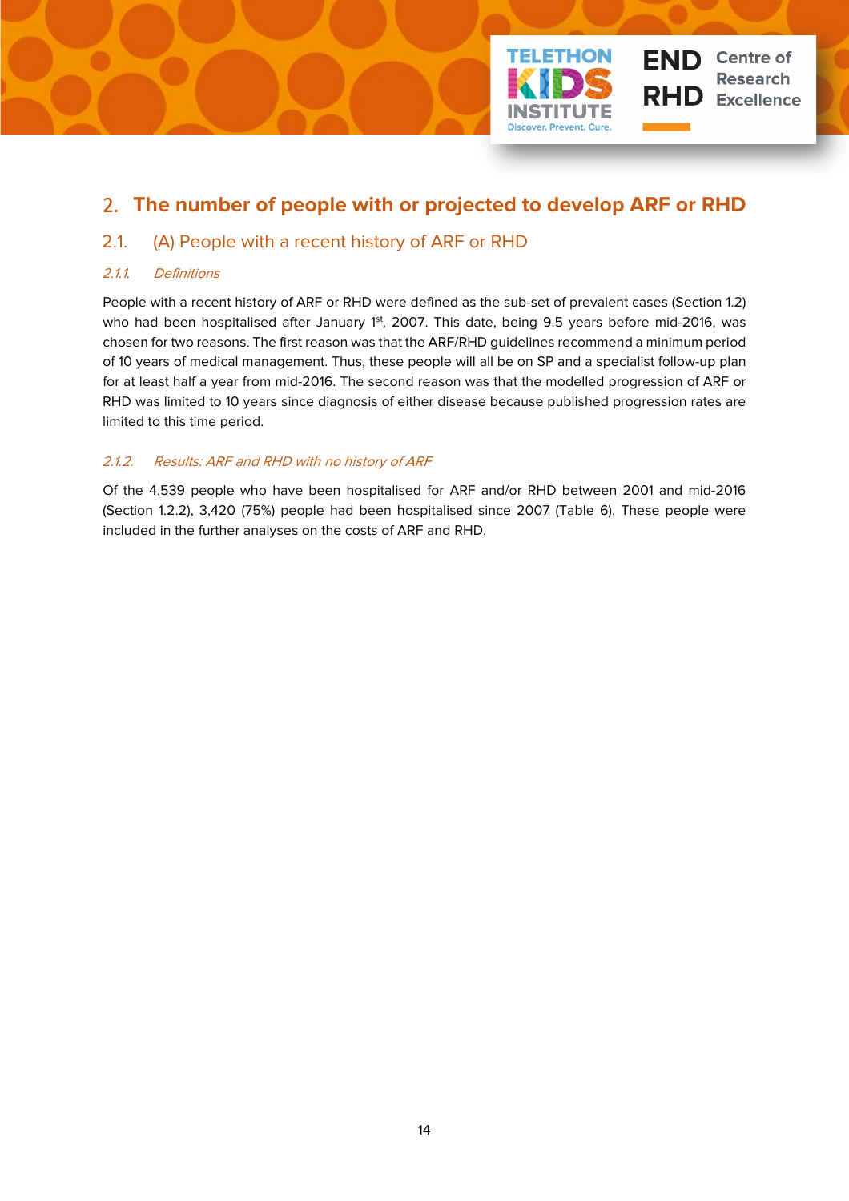# 2. The number of people with or projected to develop ARF or RHD

## 2.1. (A) People with a recent history of ARF or RHD

### *2.1.1. Definitions*

People with a recent history of ARF or RHD were defined as the sub-set of prevalent cases (Section 1.2) who had been hospitalised after January 1st, 2007. This date, being 9.5 years before mid-2016, was chosen for two reasons. The first reason was that the ARF/RHD guidelines recommend a minimum period of 10 years of medical management. Thus, these people will all be on SP and a specialist follow-up plan for at least half a year from mid-2016. The second reason was that the modelled progression of ARF or RHD was limited to 10 years since diagnosis of either disease because published progression rates are limited to this time period.

### *2.1.2. Results: ARF and RHD with no history of ARF*

Of the 4,539 people who have been hospitalised for ARF and/or RHD between 2001 and mid-2016 (Section 1.2.2), 3,420 (75%) people had been hospitalised since 2007 (Table 6). These people were included in the further analyses on the costs of ARF and RHD.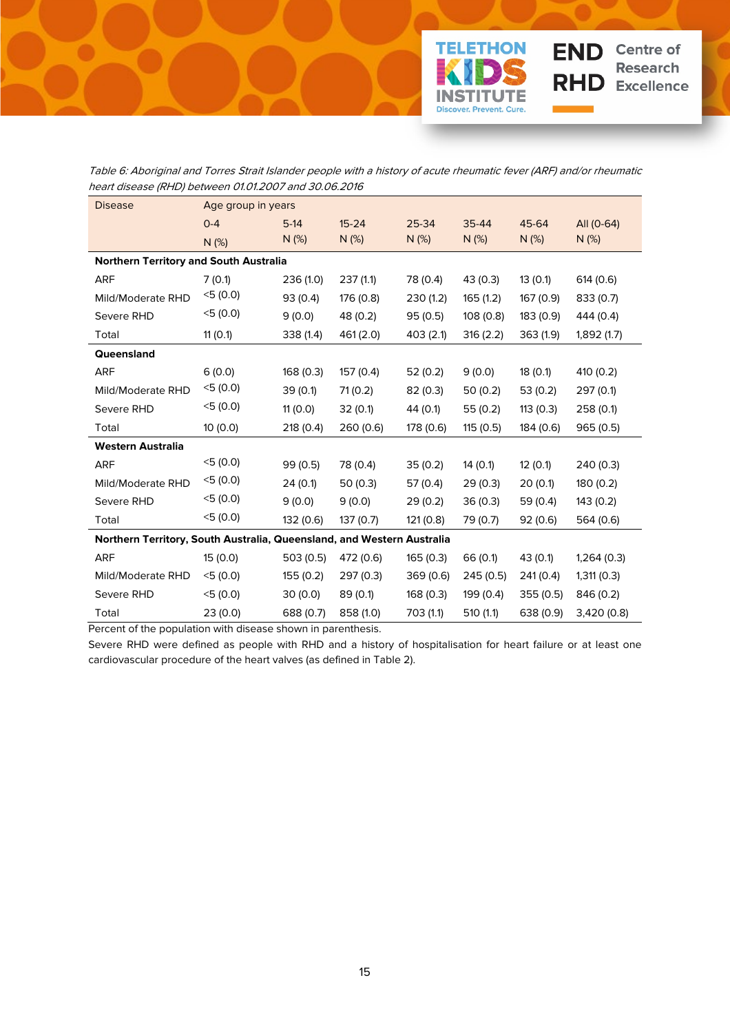*Table 6: Aboriginal and Torres Strait Islander people with a history of acute rheumatic fever (ARF) and/or rheumatic heart disease (RHD) between 01.01.2007 and 30.06.2016*

| Disease | Age group in years | | | | | | |
|---|---|---|---|---|---|---|---|
| | 0-4 N (%) | 5-14 N (%) | 15-24 N (%) | 25-34 N (%) | 35-44 N (%) | 45-64 N (%) | All (0-64) N (%) |
| **Northern Territory and South Australia** | | | | | | | |
| ARF | 7 (0.1) | 236 (1.0) | 237 (1.1) | 78 (0.4) | 43 (0.3) | 13 (0.1) | 614 (0.6) |
| Mild/Moderate RHD | <5 (0.0) | 93 (0.4) | 176 (0.8) | 230 (1.2) | 165 (1.2) | 167 (0.9) | 833 (0.7) |
| Severe RHD | <5 (0.0) | 9 (0.0) | 48 (0.2) | 95 (0.5) | 108 (0.8) | 183 (0.9) | 444 (0.4) |
| Total | 11 (0.1) | 338 (1.4) | 461 (2.0) | 403 (2.1) | 316 (2.2) | 363 (1.9) | 1,892 (1.7) |
| **Queensland** | | | | | | | |
| ARF | 6 (0.0) | 168 (0.3) | 157 (0.4) | 52 (0.2) | 9 (0.0) | 18 (0.1) | 410 (0.2) |
| Mild/Moderate RHD | <5 (0.0) | 39 (0.1) | 71 (0.2) | 82 (0.3) | 50 (0.2) | 53 (0.2) | 297 (0.1) |
| Severe RHD | <5 (0.0) | 11 (0.0) | 32 (0.1) | 44 (0.1) | 55 (0.2) | 113 (0.3) | 258 (0.1) |
| Total | 10 (0.0) | 218 (0.4) | 260 (0.6) | 178 (0.6) | 115 (0.5) | 184 (0.6) | 965 (0.5) |
| **Western Australia** | | | | | | | |
| ARF | <5 (0.0) | 99 (0.5) | 78 (0.4) | 35 (0.2) | 14 (0.1) | 12 (0.1) | 240 (0.3) |
| Mild/Moderate RHD | <5 (0.0) | 24 (0.1) | 50 (0.3) | 57 (0.4) | 29 (0.3) | 20 (0.1) | 180 (0.2) |
| Severe RHD | <5 (0.0) | 9 (0.0) | 9 (0.0) | 29 (0.2) | 36 (0.3) | 59 (0.4) | 143 (0.2) |
| Total | <5 (0.0) | 132 (0.6) | 137 (0.7) | 121 (0.8) | 79 (0.7) | 92 (0.6) | 564 (0.6) |
| **Northern Territory, South Australia, Queensland, and Western Australia** | | | | | | | |
| ARF | 15 (0.0) | 503 (0.5) | 472 (0.6) | 165 (0.3) | 66 (0.1) | 43 (0.1) | 1,264 (0.3) |
| Mild/Moderate RHD | <5 (0.0) | 155 (0.2) | 297 (0.3) | 369 (0.6) | 245 (0.5) | 241 (0.4) | 1,311 (0.3) |
| Severe RHD | <5 (0.0) | 30 (0.0) | 89 (0.1) | 168 (0.3) | 199 (0.4) | 355 (0.5) | 846 (0.2) |
| Total | 23 (0.0) | 688 (0.7) | 858 (1.0) | 703 (1.1) | 510 (1.1) | 638 (0.9) | 3,420 (0.8) |

Percent of the population with disease shown in parenthesis.

Severe RHD were defined as people with RHD and a history of hospitalisation for heart failure or at least one cardiovascular procedure of the heart valves (as defined in Table 2).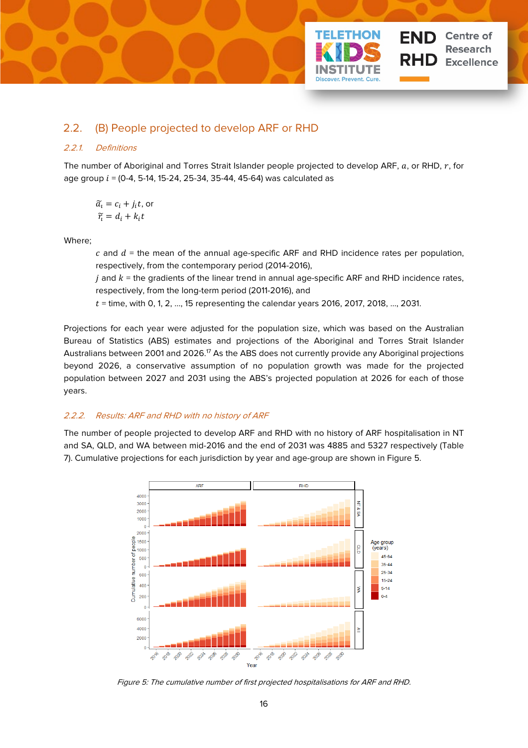## 2.2. (B) People projected to develop ARF or RHD

### 2.2.1. Definitions

The number of Aboriginal and Torres Strait Islander people projected to develop ARF, $a$, or RHD, $r$, for age group $i$ = (0-4, 5-14, 15-24, 25-34, 35-44, 45-64) was calculated as

$$\tilde{a}_i = c_i + j_i t, \text{ or}$$
$$\tilde{r}_i = d_i + k_i t$$

Where;

$c$ and $d$ = the mean of the annual age-specific ARF and RHD incidence rates per population, respectively, from the contemporary period (2014-2016),

$j$ and $k$ = the gradients of the linear trend in annual age-specific ARF and RHD incidence rates, respectively, from the long-term period (2011-2016), and

$t$ = time, with 0, 1, 2, ..., 15 representing the calendar years 2016, 2017, 2018, ..., 2031.

Projections for each year were adjusted for the population size, which was based on the Australian Bureau of Statistics (ABS) estimates and projections of the Aboriginal and Torres Strait Islander Australians between 2001 and 2026.[17] As the ABS does not currently provide any Aboriginal projections beyond 2026, a conservative assumption of no population growth was made for the projected population between 2027 and 2031 using the ABS's projected population at 2026 for each of those years.

### 2.2.2. Results: ARF and RHD with no history of ARF

The number of people projected to develop ARF and RHD with no history of ARF hospitalisation in NT and SA, QLD, and WA between mid-2016 and the end of 2031 was 4885 and 5327 respectively (Table 7). Cumulative projections for each jurisdiction by year and age-group are shown in Figure 5.

*Figure 5: The cumulative number of first projected hospitalisations for ARF and RHD.*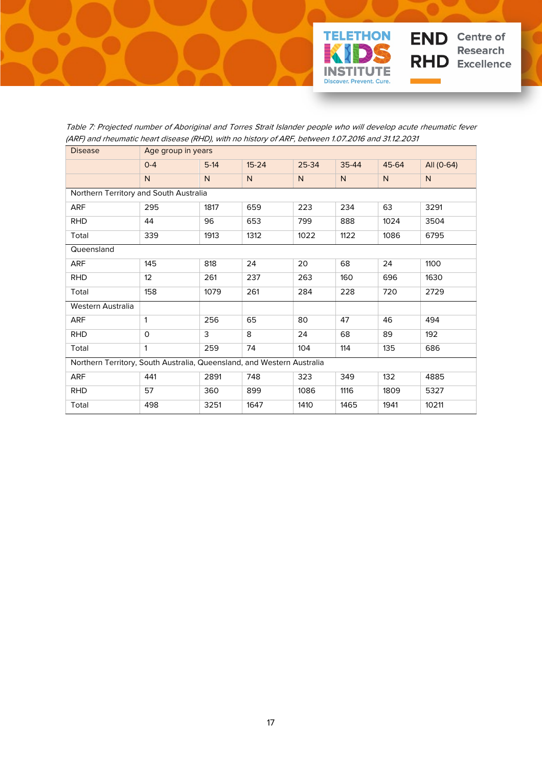*Table 7: Projected number of Aboriginal and Torres Strait Islander people who will develop acute rheumatic fever (ARF) and rheumatic heart disease (RHD), with no history of ARF, between 1.07.2016 and 31.12.2031*

| Disease | Age group in years | | | | | | |
|---|---|---|---|---|---|---|---|
| | 0-4 | 5-14 | 15-24 | 25-34 | 35-44 | 45-64 | All (0-64) |
| | N | N | N | N | N | N | N |
| Northern Territory and South Australia | | | | | | | |
| ARF | 295 | 1817 | 659 | 223 | 234 | 63 | 3291 |
| RHD | 44 | 96 | 653 | 799 | 888 | 1024 | 3504 |
| Total | 339 | 1913 | 1312 | 1022 | 1122 | 1086 | 6795 |
| Queensland | | | | | | | |
| ARF | 145 | 818 | 24 | 20 | 68 | 24 | 1100 |
| RHD | 12 | 261 | 237 | 263 | 160 | 696 | 1630 |
| Total | 158 | 1079 | 261 | 284 | 228 | 720 | 2729 |
| Western Australia | | | | | | | |
| ARF | 1 | 256 | 65 | 80 | 47 | 46 | 494 |
| RHD | 0 | 3 | 8 | 24 | 68 | 89 | 192 |
| Total | 1 | 259 | 74 | 104 | 114 | 135 | 686 |
| Northern Territory, South Australia, Queensland, and Western Australia | | | | | | | |
| ARF | 441 | 2891 | 748 | 323 | 349 | 132 | 4885 |
| RHD | 57 | 360 | 899 | 1086 | 1116 | 1809 | 5327 |
| Total | 498 | 3251 | 1647 | 1410 | 1465 | 1941 | 10211 |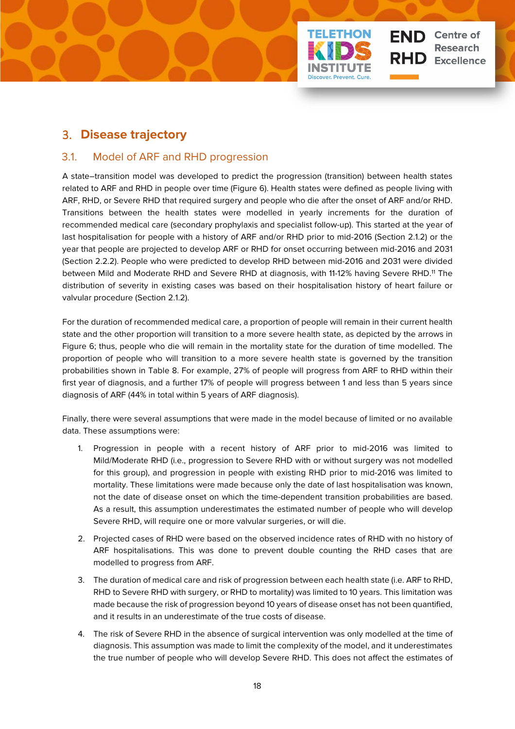# 3. Disease trajectory

## 3.1. Model of ARF and RHD progression

A state–transition model was developed to predict the progression (transition) between health states related to ARF and RHD in people over time (Figure 6). Health states were defined as people living with ARF, RHD, or Severe RHD that required surgery and people who die after the onset of ARF and/or RHD. Transitions between the health states were modelled in yearly increments for the duration of recommended medical care (secondary prophylaxis and specialist follow-up). This started at the year of last hospitalisation for people with a history of ARF and/or RHD prior to mid-2016 (Section 2.1.2) or the year that people are projected to develop ARF or RHD for onset occurring between mid-2016 and 2031 (Section 2.2.2). People who were predicted to develop RHD between mid-2016 and 2031 were divided between Mild and Moderate RHD and Severe RHD at diagnosis, with 11-12% having Severe RHD.[11] The distribution of severity in existing cases was based on their hospitalisation history of heart failure or valvular procedure (Section 2.1.2).

For the duration of recommended medical care, a proportion of people will remain in their current health state and the other proportion will transition to a more severe health state, as depicted by the arrows in Figure 6; thus, people who die will remain in the mortality state for the duration of time modelled. The proportion of people who will transition to a more severe health state is governed by the transition probabilities shown in Table 8. For example, 27% of people will progress from ARF to RHD within their first year of diagnosis, and a further 17% of people will progress between 1 and less than 5 years since diagnosis of ARF (44% in total within 5 years of ARF diagnosis).

Finally, there were several assumptions that were made in the model because of limited or no available data. These assumptions were:

1. Progression in people with a recent history of ARF prior to mid-2016 was limited to Mild/Moderate RHD (i.e., progression to Severe RHD with or without surgery was not modelled for this group), and progression in people with existing RHD prior to mid-2016 was limited to mortality. These limitations were made because only the date of last hospitalisation was known, not the date of disease onset on which the time-dependent transition probabilities are based. As a result, this assumption underestimates the estimated number of people who will develop Severe RHD, will require one or more valvular surgeries, or will die.
2. Projected cases of RHD were based on the observed incidence rates of RHD with no history of ARF hospitalisations. This was done to prevent double counting the RHD cases that are modelled to progress from ARF.
3. The duration of medical care and risk of progression between each health state (i.e. ARF to RHD, RHD to Severe RHD with surgery, or RHD to mortality) was limited to 10 years. This limitation was made because the risk of progression beyond 10 years of disease onset has not been quantified, and it results in an underestimate of the true costs of disease.
4. The risk of Severe RHD in the absence of surgical intervention was only modelled at the time of diagnosis. This assumption was made to limit the complexity of the model, and it underestimates the true number of people who will develop Severe RHD. This does not affect the estimates of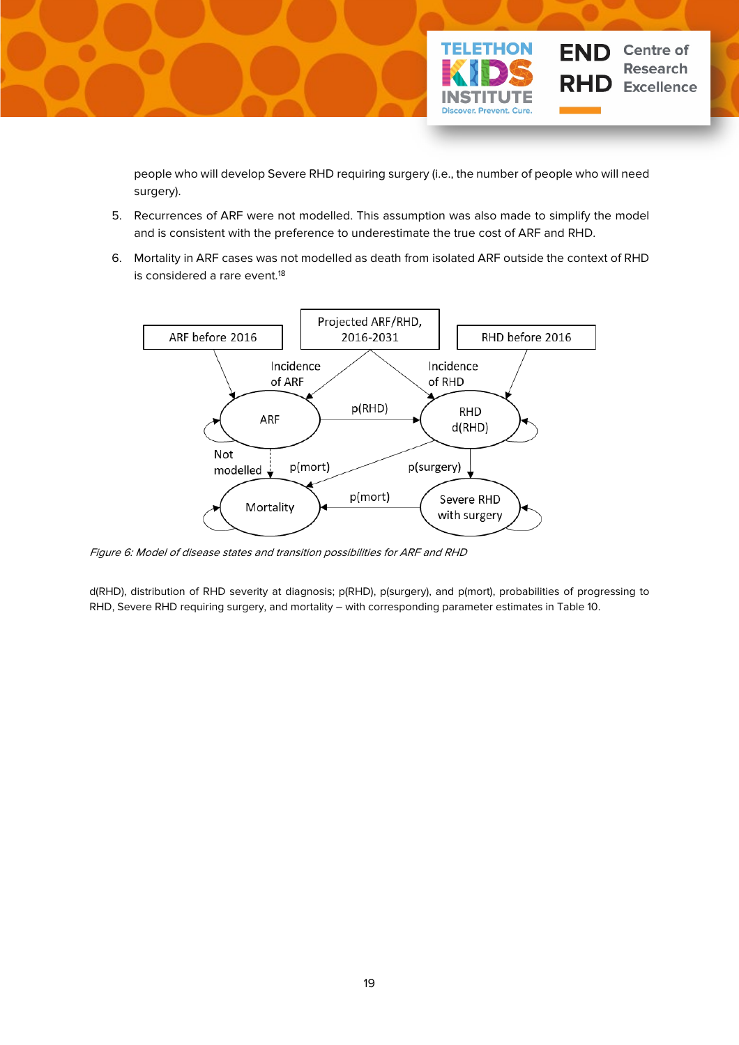people who will develop Severe RHD requiring surgery (i.e., the number of people who will need surgery).

5. Recurrences of ARF were not modelled. This assumption was also made to simplify the model and is consistent with the preference to underestimate the true cost of ARF and RHD.

6. Mortality in ARF cases was not modelled as death from isolated ARF outside the context of RHD is considered a rare event.[18]

*Figure 6: Model of disease states and transition possibilities for ARF and RHD*

d(RHD), distribution of RHD severity at diagnosis; p(RHD), p(surgery), and p(mort), probabilities of progressing to RHD, Severe RHD requiring surgery, and mortality – with corresponding parameter estimates in Table 10.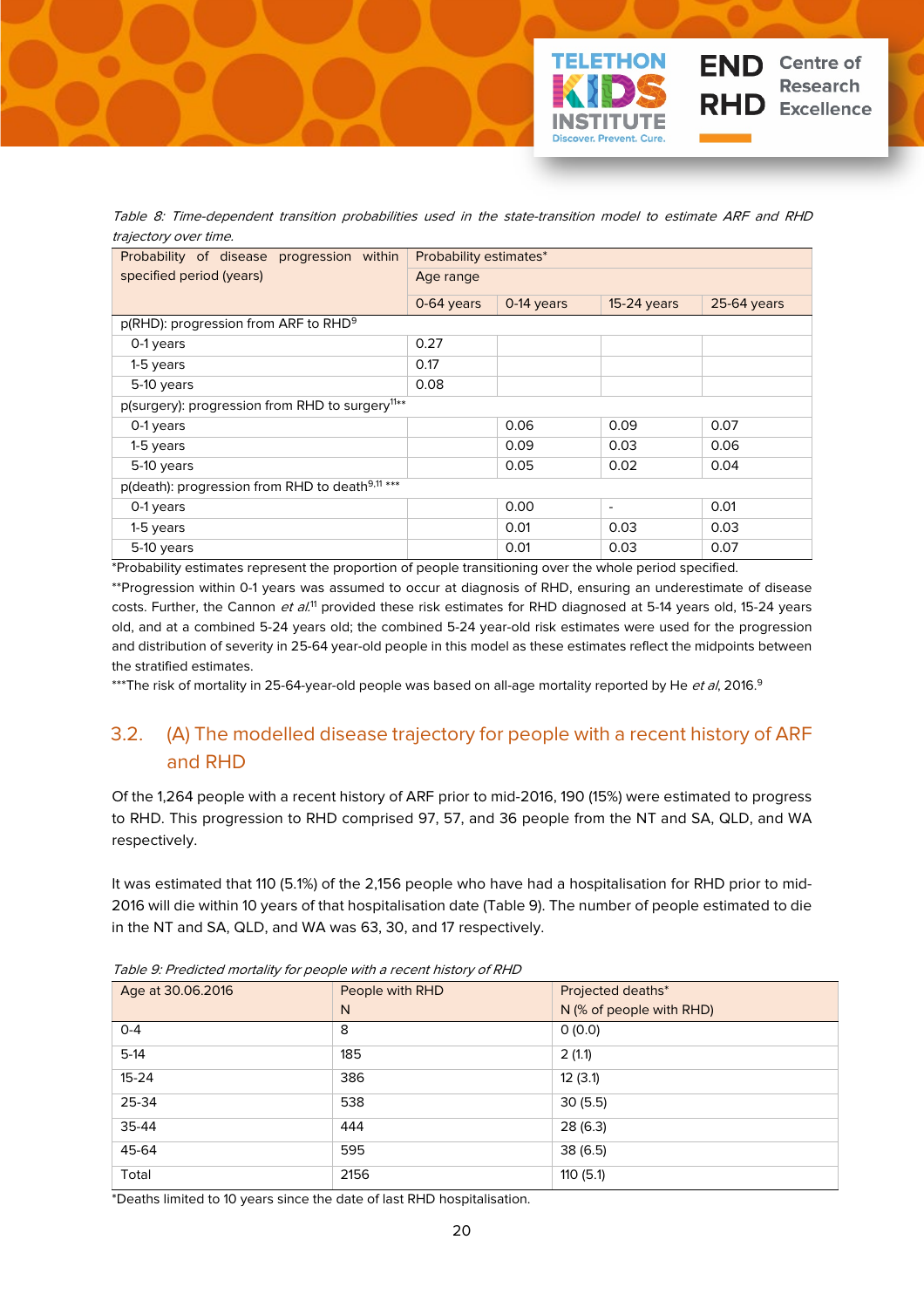*Table 8: Time-dependent transition probabilities used in the state-transition model to estimate ARF and RHD trajectory over time.*

| Probability of disease progression within specified period (years) | Probability estimates* | | | |
|---|---|---|---|---|
| | Age range | | | |
| | 0-64 years | 0-14 years | 15-24 years | 25-64 years |
| p(RHD): progression from ARF to RHD[9] | | | | |
| 0-1 years | 0.27 | | | |
| 1-5 years | 0.17 | | | |
| 5-10 years | 0.08 | | | |
| p(surgery): progression from RHD to surgery[11]** | | | | |
| 0-1 years | | 0.06 | 0.09 | 0.07 |
| 1-5 years | | 0.09 | 0.03 | 0.06 |
| 5-10 years | | 0.05 | 0.02 | 0.04 |
| p(death): progression from RHD to death[9,11] *** | | | | |
| 0-1 years | | 0.00 | - | 0.01 |
| 1-5 years | | 0.01 | 0.03 | 0.03 |
| 5-10 years | | 0.01 | 0.03 | 0.07 |

*Probability estimates represent the proportion of people transitioning over the whole period specified.

**Progression within 0-1 years was assumed to occur at diagnosis of RHD, ensuring an underestimate of disease costs. Further, the Cannon *et al.*[11] provided these risk estimates for RHD diagnosed at 5-14 years old, 15-24 years old, and at a combined 5-24 years old; the combined 5-24 year-old risk estimates were used for the progression and distribution of severity in 25-64 year-old people in this model as these estimates reflect the midpoints between the stratified estimates.

***The risk of mortality in 25-64-year-old people was based on all-age mortality reported by He *et al*, 2016.[9]

## 3.2. (A) The modelled disease trajectory for people with a recent history of ARF and RHD

Of the 1,264 people with a recent history of ARF prior to mid-2016, 190 (15%) were estimated to progress to RHD. This progression to RHD comprised 97, 57, and 36 people from the NT and SA, QLD, and WA respectively.

It was estimated that 110 (5.1%) of the 2,156 people who have had a hospitalisation for RHD prior to mid-2016 will die within 10 years of that hospitalisation date (Table 9). The number of people estimated to die in the NT and SA, QLD, and WA was 63, 30, and 17 respectively.

*Table 9: Predicted mortality for people with a recent history of RHD*

| Age at 30.06.2016 | People with RHD N | Projected deaths* N (% of people with RHD) |
|---|---|---|
| 0-4 | 8 | 0 (0.0) |
| 5-14 | 185 | 2 (1.1) |
| 15-24 | 386 | 12 (3.1) |
| 25-34 | 538 | 30 (5.5) |
| 35-44 | 444 | 28 (6.3) |
| 45-64 | 595 | 38 (6.5) |
| Total | 2156 | 110 (5.1) |

*Deaths limited to 10 years since the date of last RHD hospitalisation.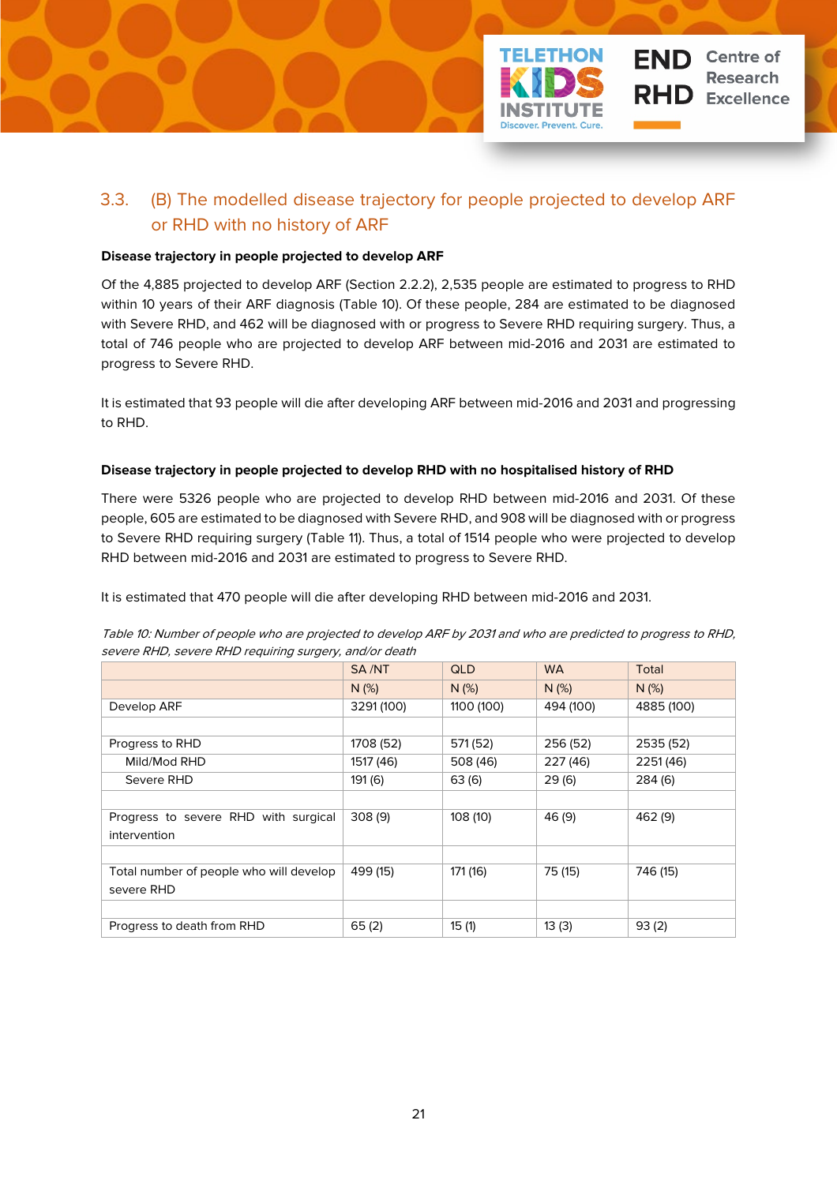## 3.3. (B) The modelled disease trajectory for people projected to develop ARF or RHD with no history of ARF

**Disease trajectory in people projected to develop ARF**

Of the 4,885 projected to develop ARF (Section 2.2.2), 2,535 people are estimated to progress to RHD within 10 years of their ARF diagnosis (Table 10). Of these people, 284 are estimated to be diagnosed with Severe RHD, and 462 will be diagnosed with or progress to Severe RHD requiring surgery. Thus, a total of 746 people who are projected to develop ARF between mid-2016 and 2031 are estimated to progress to Severe RHD.

It is estimated that 93 people will die after developing ARF between mid-2016 and 2031 and progressing to RHD.

**Disease trajectory in people projected to develop RHD with no hospitalised history of RHD**

There were 5326 people who are projected to develop RHD between mid-2016 and 2031. Of these people, 605 are estimated to be diagnosed with Severe RHD, and 908 will be diagnosed with or progress to Severe RHD requiring surgery (Table 11). Thus, a total of 1514 people who were projected to develop RHD between mid-2016 and 2031 are estimated to progress to Severe RHD.

It is estimated that 470 people will die after developing RHD between mid-2016 and 2031.

*Table 10: Number of people who are projected to develop ARF by 2031 and who are predicted to progress to RHD, severe RHD, severe RHD requiring surgery, and/or death*

| | SA /NT | QLD | WA | Total |
|---|---|---|---|---|
| | N (%) | N (%) | N (%) | N (%) |
| Develop ARF | 3291 (100) | 1100 (100) | 494 (100) | 4885 (100) |
| | | | | |
| Progress to RHD | 1708 (52) | 571 (52) | 256 (52) | 2535 (52) |
| Mild/Mod RHD | 1517 (46) | 508 (46) | 227 (46) | 2251 (46) |
| Severe RHD | 191 (6) | 63 (6) | 29 (6) | 284 (6) |
| | | | | |
| Progress to severe RHD with surgical intervention | 308 (9) | 108 (10) | 46 (9) | 462 (9) |
| | | | | |
| Total number of people who will develop severe RHD | 499 (15) | 171 (16) | 75 (15) | 746 (15) |
| | | | | |
| Progress to death from RHD | 65 (2) | 15 (1) | 13 (3) | 93 (2) |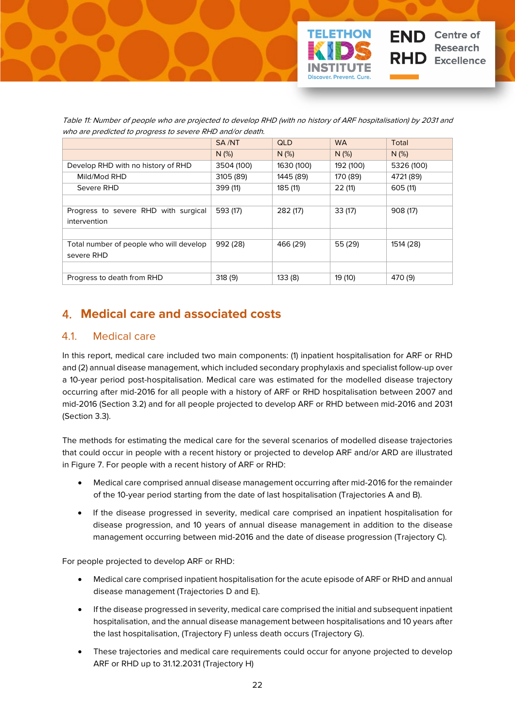*Table 11: Number of people who are projected to develop RHD (with no history of ARF hospitalisation) by 2031 and who are predicted to progress to severe RHD and/or death.*

| | SA /NT | QLD | WA | Total |
|---|---|---|---|---|
| | N (%) | N (%) | N (%) | N (%) |
| Develop RHD with no history of RHD | 3504 (100) | 1630 (100) | 192 (100) | 5326 (100) |
| Mild/Mod RHD | 3105 (89) | 1445 (89) | 170 (89) | 4721 (89) |
| Severe RHD | 399 (11) | 185 (11) | 22 (11) | 605 (11) |
| | | | | |
| Progress to severe RHD with surgical intervention | 593 (17) | 282 (17) | 33 (17) | 908 (17) |
| | | | | |
| Total number of people who will develop severe RHD | 992 (28) | 466 (29) | 55 (29) | 1514 (28) |
| | | | | |
| Progress to death from RHD | 318 (9) | 133 (8) | 19 (10) | 470 (9) |

## 4. Medical care and associated costs

### 4.1. Medical care

In this report, medical care included two main components: (1) inpatient hospitalisation for ARF or RHD and (2) annual disease management, which included secondary prophylaxis and specialist follow-up over a 10-year period post-hospitalisation. Medical care was estimated for the modelled disease trajectory occurring after mid-2016 for all people with a history of ARF or RHD hospitalisation between 2007 and mid-2016 (Section 3.2) and for all people projected to develop ARF or RHD between mid-2016 and 2031 (Section 3.3).

The methods for estimating the medical care for the several scenarios of modelled disease trajectories that could occur in people with a recent history or projected to develop ARF and/or ARD are illustrated in Figure 7. For people with a recent history of ARF or RHD:

- Medical care comprised annual disease management occurring after mid-2016 for the remainder of the 10-year period starting from the date of last hospitalisation (Trajectories A and B).
- If the disease progressed in severity, medical care comprised an inpatient hospitalisation for disease progression, and 10 years of annual disease management in addition to the disease management occurring between mid-2016 and the date of disease progression (Trajectory C).

For people projected to develop ARF or RHD:

- Medical care comprised inpatient hospitalisation for the acute episode of ARF or RHD and annual disease management (Trajectories D and E).
- If the disease progressed in severity, medical care comprised the initial and subsequent inpatient hospitalisation, and the annual disease management between hospitalisations and 10 years after the last hospitalisation, (Trajectory F) unless death occurs (Trajectory G).
- These trajectories and medical care requirements could occur for anyone projected to develop ARF or RHD up to 31.12.2031 (Trajectory H)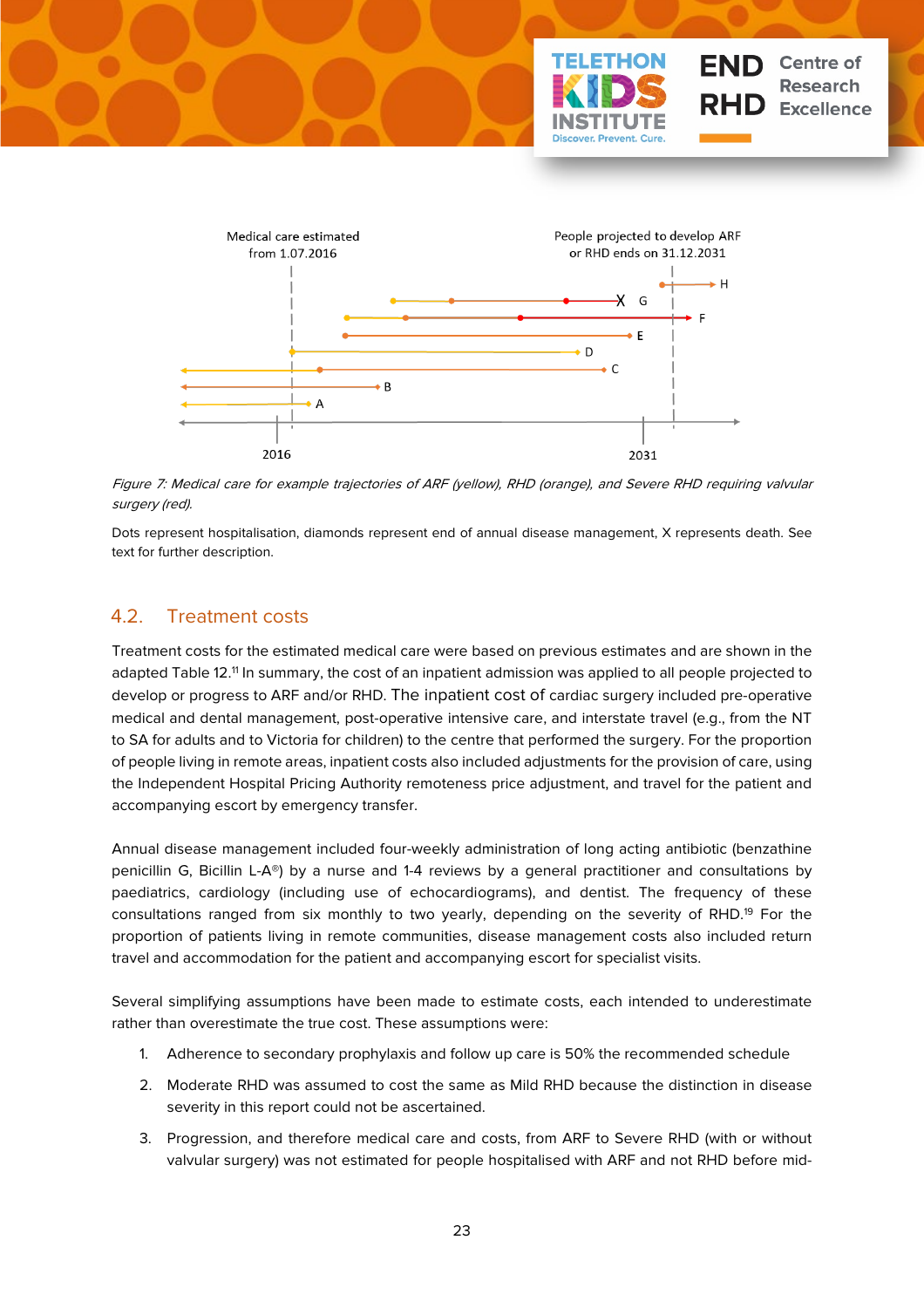Figure 7: Medical care for example trajectories of ARF (yellow), RHD (orange), and Severe RHD requiring valvular surgery (red).

Dots represent hospitalisation, diamonds represent end of annual disease management, X represents death. See text for further description.

## 4.2. Treatment costs

Treatment costs for the estimated medical care were based on previous estimates and are shown in the adapted Table 12.[11] In summary, the cost of an inpatient admission was applied to all people projected to develop or progress to ARF and/or RHD. The inpatient cost of cardiac surgery included pre-operative medical and dental management, post-operative intensive care, and interstate travel (e.g., from the NT to SA for adults and to Victoria for children) to the centre that performed the surgery. For the proportion of people living in remote areas, inpatient costs also included adjustments for the provision of care, using the Independent Hospital Pricing Authority remoteness price adjustment, and travel for the patient and accompanying escort by emergency transfer.

Annual disease management included four-weekly administration of long acting antibiotic (benzathine penicillin G, Bicillin L-A®) by a nurse and 1-4 reviews by a general practitioner and consultations by paediatrics, cardiology (including use of echocardiograms), and dentist. The frequency of these consultations ranged from six monthly to two yearly, depending on the severity of RHD.[19] For the proportion of patients living in remote communities, disease management costs also included return travel and accommodation for the patient and accompanying escort for specialist visits.

Several simplifying assumptions have been made to estimate costs, each intended to underestimate rather than overestimate the true cost. These assumptions were:

1. Adherence to secondary prophylaxis and follow up care is 50% the recommended schedule
2. Moderate RHD was assumed to cost the same as Mild RHD because the distinction in disease severity in this report could not be ascertained.
3. Progression, and therefore medical care and costs, from ARF to Severe RHD (with or without valvular surgery) was not estimated for people hospitalised with ARF and not RHD before mid-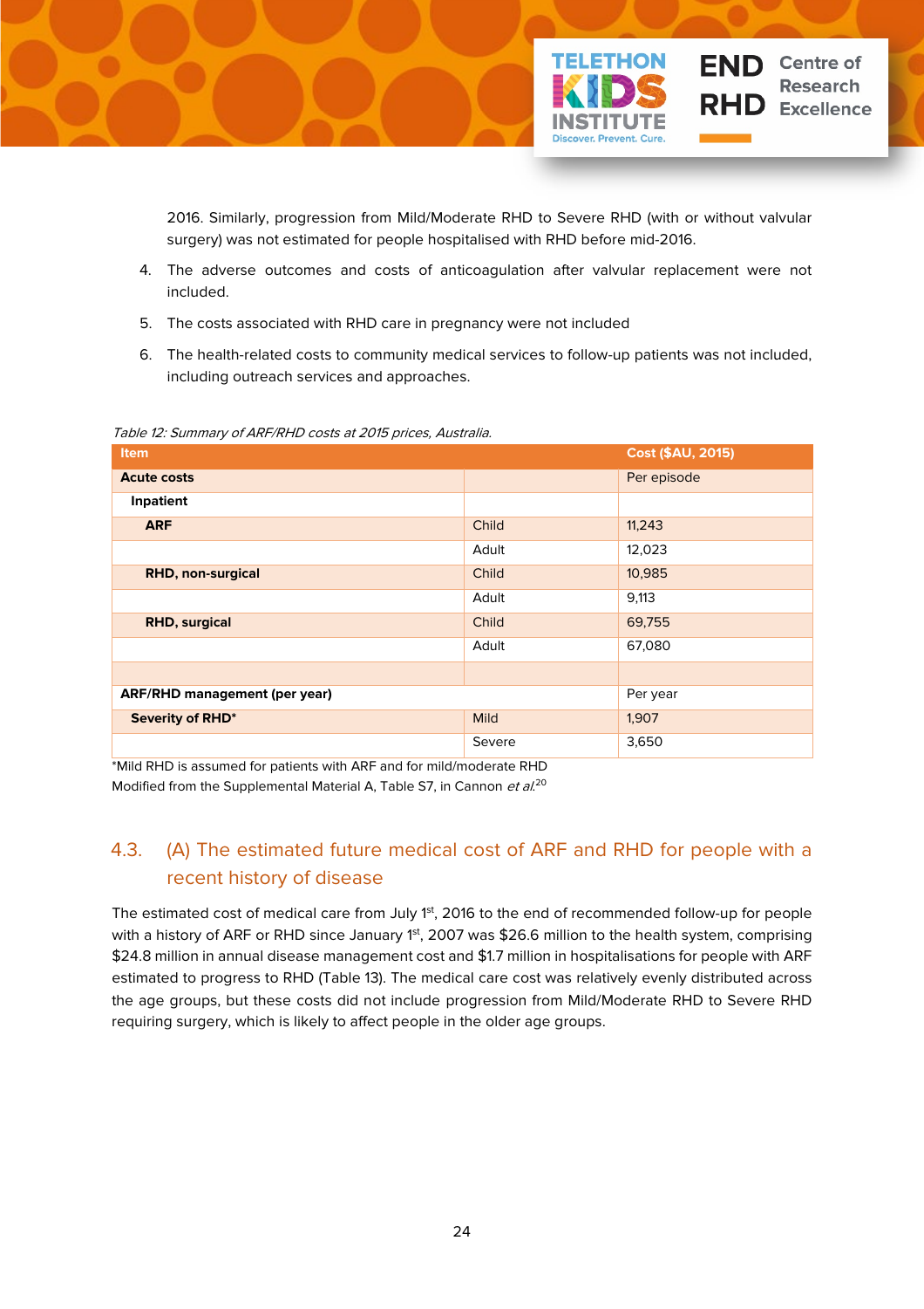2016. Similarly, progression from Mild/Moderate RHD to Severe RHD (with or without valvular surgery) was not estimated for people hospitalised with RHD before mid-2016.

4. The adverse outcomes and costs of anticoagulation after valvular replacement were not included.
5. The costs associated with RHD care in pregnancy were not included
6. The health-related costs to community medical services to follow-up patients was not included, including outreach services and approaches.

*Table 12: Summary of ARF/RHD costs at 2015 prices, Australia.*

| Item | | Cost ($AU, 2015) |
|---|---|---|
| **Acute costs** | | Per episode |
| **Inpatient** | | |
| **ARF** | Child | 11,243 |
| | Adult | 12,023 |
| **RHD, non-surgical** | Child | 10,985 |
| | Adult | 9,113 |
| **RHD, surgical** | Child | 69,755 |
| | Adult | 67,080 |
| | | |
| **ARF/RHD management (per year)** | | Per year |
| **Severity of RHD*** | Mild | 1,907 |
| | Severe | 3,650 |

*Mild RHD is assumed for patients with ARF and for mild/moderate RHD
Modified from the Supplemental Material A, Table S7, in Cannon *et al.*[20]

## 4.3. (A) The estimated future medical cost of ARF and RHD for people with a recent history of disease

The estimated cost of medical care from July 1st, 2016 to the end of recommended follow-up for people with a history of ARF or RHD since January 1st, 2007 was $26.6 million to the health system, comprising $24.8 million in annual disease management cost and $1.7 million in hospitalisations for people with ARF estimated to progress to RHD (Table 13). The medical care cost was relatively evenly distributed across the age groups, but these costs did not include progression from Mild/Moderate RHD to Severe RHD requiring surgery, which is likely to affect people in the older age groups.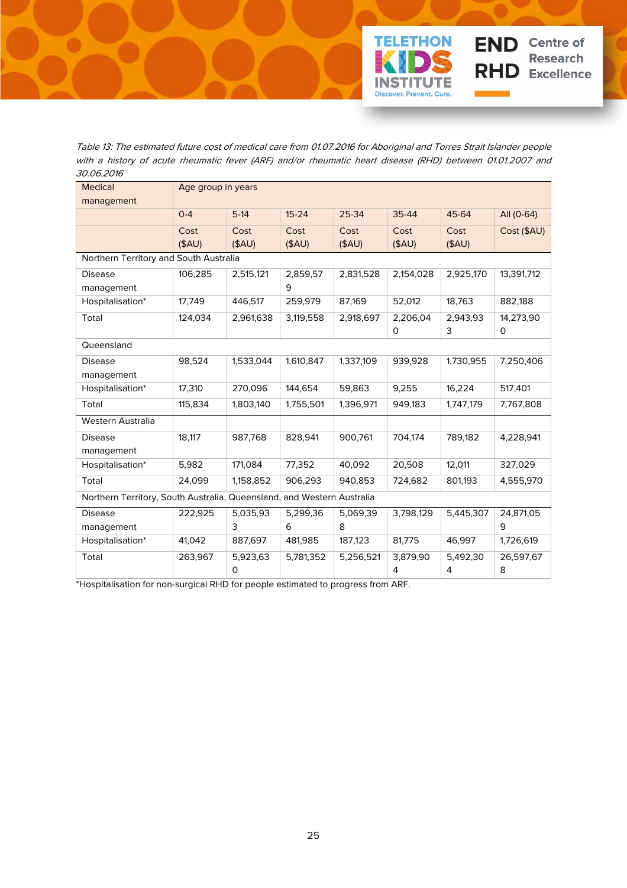*Table 13: The estimated future cost of medical care from 01.07.2016 for Aboriginal and Torres Strait Islander people with a history of acute rheumatic fever (ARF) and/or rheumatic heart disease (RHD) between 01.01.2007 and 30.06.2016*

| Medical management | Age group in years | | | | | | |
|---|---|---|---|---|---|---|---|
| | 0-4 | 5-14 | 15-24 | 25-34 | 35-44 | 45-64 | All (0-64) |
| | Cost ($AU) | Cost ($AU) | Cost ($AU) | Cost ($AU) | Cost ($AU) | Cost ($AU) | Cost ($AU) |
| Northern Territory and South Australia | | | | | | | |
| Disease management | 106,285 | 2,515,121 | 2,859,579 | 2,831,528 | 2,154,028 | 2,925,170 | 13,391,712 |
| Hospitalisation* | 17,749 | 446,517 | 259,979 | 87,169 | 52,012 | 18,763 | 882,188 |
| Total | 124,034 | 2,961,638 | 3,119,558 | 2,918,697 | 2,206,040 | 2,943,933 | 14,273,900 |
| Queensland | | | | | | | |
| Disease management | 98,524 | 1,533,044 | 1,610,847 | 1,337,109 | 939,928 | 1,730,955 | 7,250,406 |
| Hospitalisation* | 17,310 | 270,096 | 144,654 | 59,863 | 9,255 | 16,224 | 517,401 |
| Total | 115,834 | 1,803,140 | 1,755,501 | 1,396,971 | 949,183 | 1,747,179 | 7,767,808 |
| Western Australia | | | | | | | |
| Disease management | 18,117 | 987,768 | 828,941 | 900,761 | 704,174 | 789,182 | 4,228,941 |
| Hospitalisation* | 5,982 | 171,084 | 77,352 | 40,092 | 20,508 | 12,011 | 327,029 |
| Total | 24,099 | 1,158,852 | 906,293 | 940,853 | 724,682 | 801,193 | 4,555,970 |
| Northern Territory, South Australia, Queensland, and Western Australia | | | | | | | |
| Disease management | 222,925 | 5,035,933 | 5,299,366 | 5,069,398 | 3,798,129 | 5,445,307 | 24,871,059 |
| Hospitalisation* | 41,042 | 887,697 | 481,985 | 187,123 | 81,775 | 46,997 | 1,726,619 |
| Total | 263,967 | 5,923,630 | 5,781,352 | 5,256,521 | 3,879,904 | 5,492,304 | 26,597,678 |

*Hospitalisation for non-surgical RHD for people estimated to progress from ARF.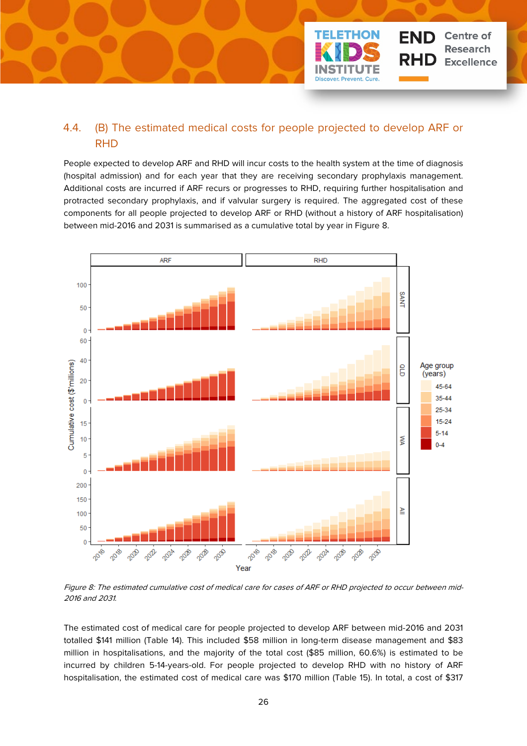## 4.4. (B) The estimated medical costs for people projected to develop ARF or RHD

People expected to develop ARF and RHD will incur costs to the health system at the time of diagnosis (hospital admission) and for each year that they are receiving secondary prophylaxis management. Additional costs are incurred if ARF recurs or progresses to RHD, requiring further hospitalisation and protracted secondary prophylaxis, and if valvular surgery is required. The aggregated cost of these components for all people projected to develop ARF or RHD (without a history of ARF hospitalisation) between mid-2016 and 2031 is summarised as a cumulative total by year in Figure 8.

*Figure 8: The estimated cumulative cost of medical care for cases of ARF or RHD projected to occur between mid-2016 and 2031.*

The estimated cost of medical care for people projected to develop ARF between mid-2016 and 2031 totalled $141 million (Table 14). This included $58 million in long-term disease management and $83 million in hospitalisations, and the majority of the total cost ($85 million, 60.6%) is estimated to be incurred by children 5-14-years-old. For people projected to develop RHD with no history of ARF hospitalisation, the estimated cost of medical care was $170 million (Table 15). In total, a cost of $317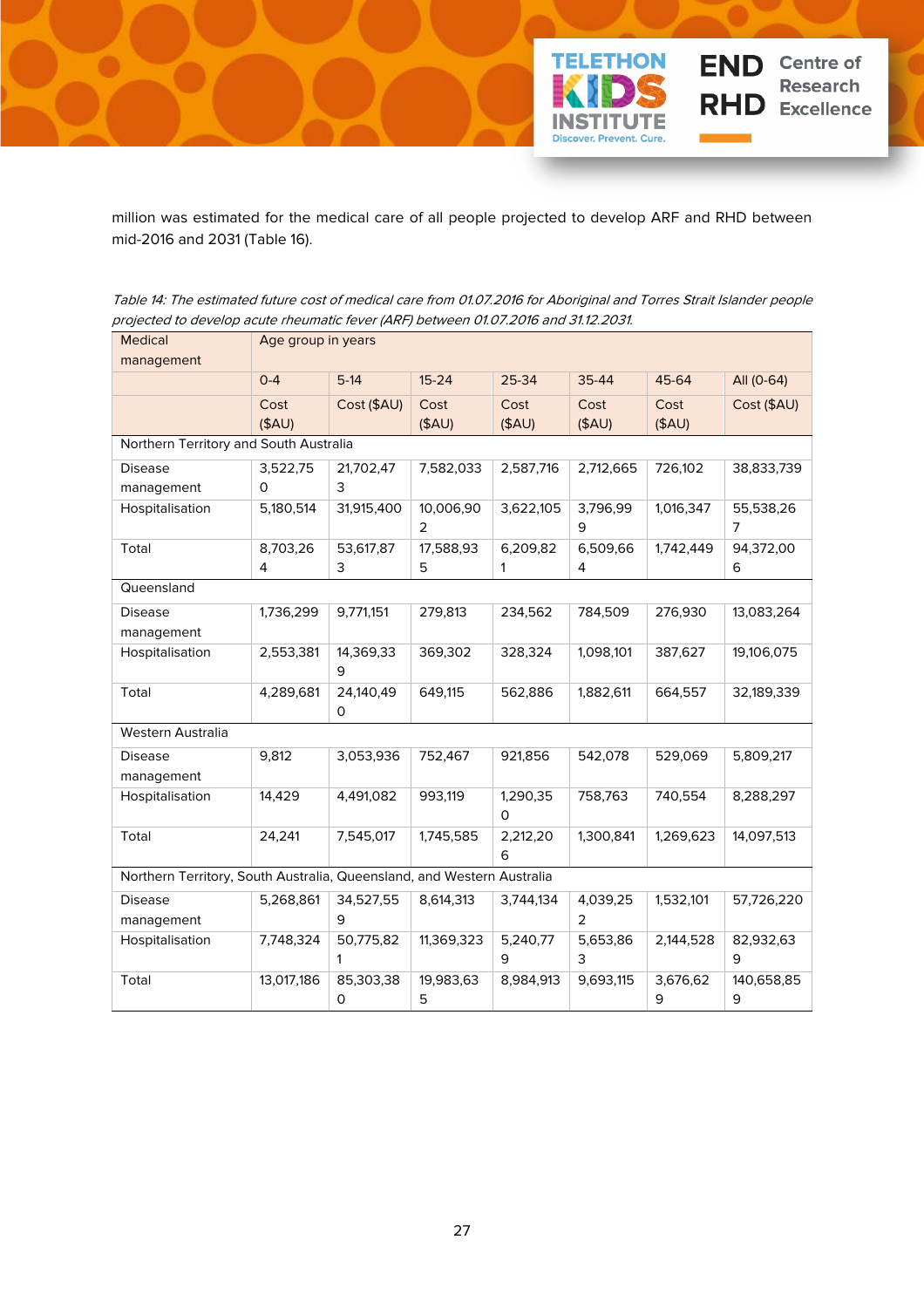million was estimated for the medical care of all people projected to develop ARF and RHD between mid-2016 and 2031 (Table 16).

*Table 14: The estimated future cost of medical care from 01.07.2016 for Aboriginal and Torres Strait Islander people projected to develop acute rheumatic fever (ARF) between 01.07.2016 and 31.12.2031.*

| Medical management | Age group in years | | | | | | |
|---|---|---|---|---|---|---|---|
| | 0-4 | 5-14 | 15-24 | 25-34 | 35-44 | 45-64 | All (0-64) |
| | Cost ($AU) | Cost ($AU) | Cost ($AU) | Cost ($AU) | Cost ($AU) | Cost ($AU) | Cost ($AU) |
| Northern Territory and South Australia | | | | | | | |
| Disease management | 3,522,750 | 21,702,473 | 7,582,033 | 2,587,716 | 2,712,665 | 726,102 | 38,833,739 |
| Hospitalisation | 5,180,514 | 31,915,400 | 10,006,902 | 3,622,105 | 3,796,999 | 1,016,347 | 55,538,267 |
| Total | 8,703,264 | 53,617,873 | 17,588,935 | 6,209,821 | 6,509,664 | 1,742,449 | 94,372,006 |
| Queensland | | | | | | | |
| Disease management | 1,736,299 | 9,771,151 | 279,813 | 234,562 | 784,509 | 276,930 | 13,083,264 |
| Hospitalisation | 2,553,381 | 14,369,339 | 369,302 | 328,324 | 1,098,101 | 387,627 | 19,106,075 |
| Total | 4,289,681 | 24,140,490 | 649,115 | 562,886 | 1,882,611 | 664,557 | 32,189,339 |
| Western Australia | | | | | | | |
| Disease management | 9,812 | 3,053,936 | 752,467 | 921,856 | 542,078 | 529,069 | 5,809,217 |
| Hospitalisation | 14,429 | 4,491,082 | 993,119 | 1,290,350 | 758,763 | 740,554 | 8,288,297 |
| Total | 24,241 | 7,545,017 | 1,745,585 | 2,212,206 | 1,300,841 | 1,269,623 | 14,097,513 |
| Northern Territory, South Australia, Queensland, and Western Australia | | | | | | | |
| Disease management | 5,268,861 | 34,527,559 | 8,614,313 | 3,744,134 | 4,039,252 | 1,532,101 | 57,726,220 |
| Hospitalisation | 7,748,324 | 50,775,821 | 11,369,323 | 5,240,779 | 5,653,863 | 2,144,528 | 82,932,639 |
| Total | 13,017,186 | 85,303,380 | 19,983,635 | 8,984,913 | 9,693,115 | 3,676,629 | 140,658,859 |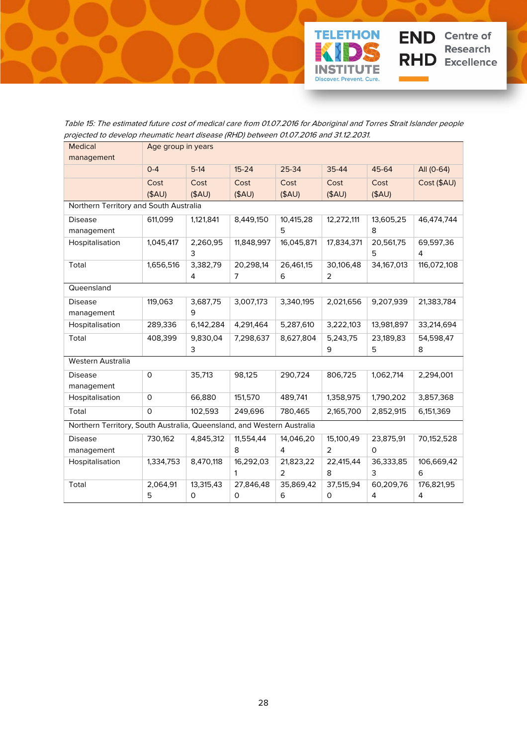*Table 15: The estimated future cost of medical care from 01.07.2016 for Aboriginal and Torres Strait Islander people projected to develop rheumatic heart disease (RHD) between 01.07.2016 and 31.12.2031.*

| Medical management | Age group in years | | | | | | |
|---|---|---|---|---|---|---|---|
| | 0-4 | 5-14 | 15-24 | 25-34 | 35-44 | 45-64 | All (0-64) |
| | Cost ($AU) | Cost ($AU) | Cost ($AU) | Cost ($AU) | Cost ($AU) | Cost ($AU) | Cost ($AU) |
| Northern Territory and South Australia | | | | | | | |
| Disease management | 611,099 | 1,121,841 | 8,449,150 | 10,415,285 | 12,272,111 | 13,605,258 | 46,474,744 |
| Hospitalisation | 1,045,417 | 2,260,953 | 11,848,997 | 16,045,871 | 17,834,371 | 20,561,755 | 69,597,364 |
| Total | 1,656,516 | 3,382,794 | 20,298,147 | 26,461,156 | 30,106,482 | 34,167,013 | 116,072,108 |
| Queensland | | | | | | | |
| Disease management | 119,063 | 3,687,759 | 3,007,173 | 3,340,195 | 2,021,656 | 9,207,939 | 21,383,784 |
| Hospitalisation | 289,336 | 6,142,284 | 4,291,464 | 5,287,610 | 3,222,103 | 13,981,897 | 33,214,694 |
| Total | 408,399 | 9,830,043 | 7,298,637 | 8,627,804 | 5,243,759 | 23,189,835 | 54,598,478 |
| Western Australia | | | | | | | |
| Disease management | 0 | 35,713 | 98,125 | 290,724 | 806,725 | 1,062,714 | 2,294,001 |
| Hospitalisation | 0 | 66,880 | 151,570 | 489,741 | 1,358,975 | 1,790,202 | 3,857,368 |
| Total | 0 | 102,593 | 249,696 | 780,465 | 2,165,700 | 2,852,915 | 6,151,369 |
| Northern Territory, South Australia, Queensland, and Western Australia | | | | | | | |
| Disease management | 730,162 | 4,845,312 | 11,554,448 | 14,046,204 | 15,100,492 | 23,875,910 | 70,152,528 |
| Hospitalisation | 1,334,753 | 8,470,118 | 16,292,031 | 21,823,222 | 22,415,448 | 36,333,853 | 106,669,426 |
| Total | 2,064,915 | 13,315,430 | 27,846,480 | 35,869,426 | 37,515,940 | 60,209,764 | 176,821,954 |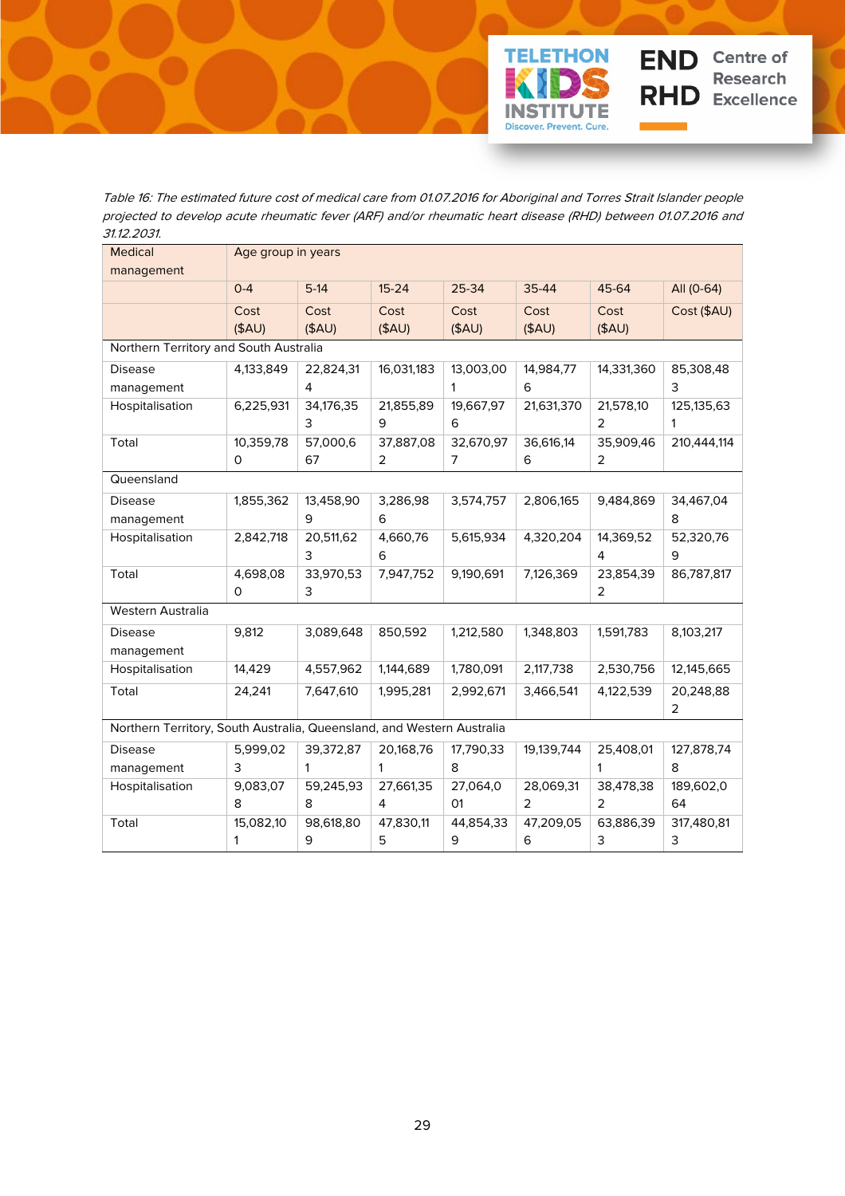*Table 16: The estimated future cost of medical care from 01.07.2016 for Aboriginal and Torres Strait Islander people projected to develop acute rheumatic fever (ARF) and/or rheumatic heart disease (RHD) between 01.07.2016 and 31.12.2031.*

| Medical management | Age group in years | | | | | | |
|---|---|---|---|---|---|---|---|
| | 0-4 | 5-14 | 15-24 | 25-34 | 35-44 | 45-64 | All (0-64) |
| | Cost ($AU) | Cost ($AU) | Cost ($AU) | Cost ($AU) | Cost ($AU) | Cost ($AU) | Cost ($AU) |
| **Northern Territory and South Australia** | | | | | | | |
| Disease management | 4,133,849 | 22,824,314 | 16,031,183 | 13,003,001 | 14,984,776 | 14,331,360 | 85,308,483 |
| Hospitalisation | 6,225,931 | 34,176,353 | 21,855,899 | 19,667,976 | 21,631,370 | 21,578,102 | 125,135,631 |
| Total | 10,359,780 | 57,000,667 | 37,887,082 | 32,670,977 | 36,616,146 | 35,909,462 | 210,444,114 |
| **Queensland** | | | | | | | |
| Disease management | 1,855,362 | 13,458,909 | 3,286,986 | 3,574,757 | 2,806,165 | 9,484,869 | 34,467,048 |
| Hospitalisation | 2,842,718 | 20,511,623 | 4,660,766 | 5,615,934 | 4,320,204 | 14,369,524 | 52,320,769 |
| Total | 4,698,080 | 33,970,533 | 7,947,752 | 9,190,691 | 7,126,369 | 23,854,392 | 86,787,817 |
| **Western Australia** | | | | | | | |
| Disease management | 9,812 | 3,089,648 | 850,592 | 1,212,580 | 1,348,803 | 1,591,783 | 8,103,217 |
| Hospitalisation | 14,429 | 4,557,962 | 1,144,689 | 1,780,091 | 2,117,738 | 2,530,756 | 12,145,665 |
| Total | 24,241 | 7,647,610 | 1,995,281 | 2,992,671 | 3,466,541 | 4,122,539 | 20,248,882 |
| **Northern Territory, South Australia, Queensland, and Western Australia** | | | | | | | |
| Disease management | 5,999,023 | 39,372,871 | 20,168,761 | 17,790,338 | 19,139,744 | 25,408,011 | 127,878,748 |
| Hospitalisation | 9,083,078 | 59,245,938 | 27,661,354 | 27,064,001 | 28,069,312 | 38,478,382 | 189,602,064 |
| Total | 15,082,101 | 98,618,809 | 47,830,115 | 44,854,339 | 47,209,056 | 63,886,393 | 317,480,813 |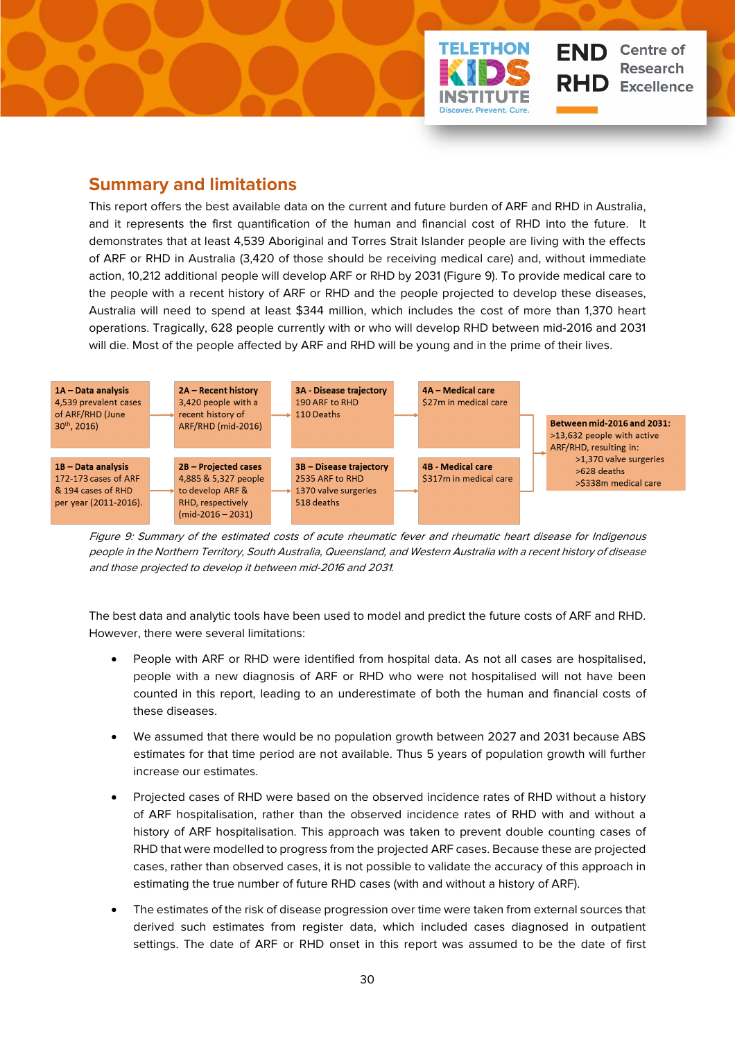## Summary and limitations

This report offers the best available data on the current and future burden of ARF and RHD in Australia, and it represents the first quantification of the human and financial cost of RHD into the future. It demonstrates that at least 4,539 Aboriginal and Torres Strait Islander people are living with the effects of ARF or RHD in Australia (3,420 of those should be receiving medical care) and, without immediate action, 10,212 additional people will develop ARF or RHD by 2031 (Figure 9). To provide medical care to the people with a recent history of ARF or RHD and the people projected to develop these diseases, Australia will need to spend at least $344 million, which includes the cost of more than 1,370 heart operations. Tragically, 628 people currently with or who will develop RHD between mid-2016 and 2031 will die. Most of the people affected by ARF and RHD will be young and in the prime of their lives.

| 1A – Data analysis | 2A – Recent history | 3A - Disease trajectory | 4A – Medical care | Between mid-2016 and 2031: |
|---|---|---|---|---|
| 4,539 prevalent cases of ARF/RHD (June 30th, 2016) | 3,420 people with a recent history of ARF/RHD (mid-2016) | 190 ARF to RHD<br>110 Deaths | $27m in medical care | >13,632 people with active ARF/RHD, resulting in:<br>>1,370 valve surgeries<br>>628 deaths<br>>$338m medical care |
| **1B – Data analysis** | **2B – Projected cases** | **3B – Disease trajectory** | **4B - Medical care** | |
| 172-173 cases of ARF & 194 cases of RHD per year (2011-2016). | 4,885 & 5,327 people to develop ARF & RHD, respectively (mid-2016 – 2031) | 2535 ARF to RHD<br>1370 valve surgeries<br>518 deaths | $317m in medical care | |

*Figure 9: Summary of the estimated costs of acute rheumatic fever and rheumatic heart disease for Indigenous people in the Northern Territory, South Australia, Queensland, and Western Australia with a recent history of disease and those projected to develop it between mid-2016 and 2031.*

The best data and analytic tools have been used to model and predict the future costs of ARF and RHD. However, there were several limitations:

- People with ARF or RHD were identified from hospital data. As not all cases are hospitalised, people with a new diagnosis of ARF or RHD who were not hospitalised will not have been counted in this report, leading to an underestimate of both the human and financial costs of these diseases.
- We assumed that there would be no population growth between 2027 and 2031 because ABS estimates for that time period are not available. Thus 5 years of population growth will further increase our estimates.
- Projected cases of RHD were based on the observed incidence rates of RHD without a history of ARF hospitalisation, rather than the observed incidence rates of RHD with and without a history of ARF hospitalisation. This approach was taken to prevent double counting cases of RHD that were modelled to progress from the projected ARF cases. Because these are projected cases, rather than observed cases, it is not possible to validate the accuracy of this approach in estimating the true number of future RHD cases (with and without a history of ARF).
- The estimates of the risk of disease progression over time were taken from external sources that derived such estimates from register data, which included cases diagnosed in outpatient settings. The date of ARF or RHD onset in this report was assumed to be the date of first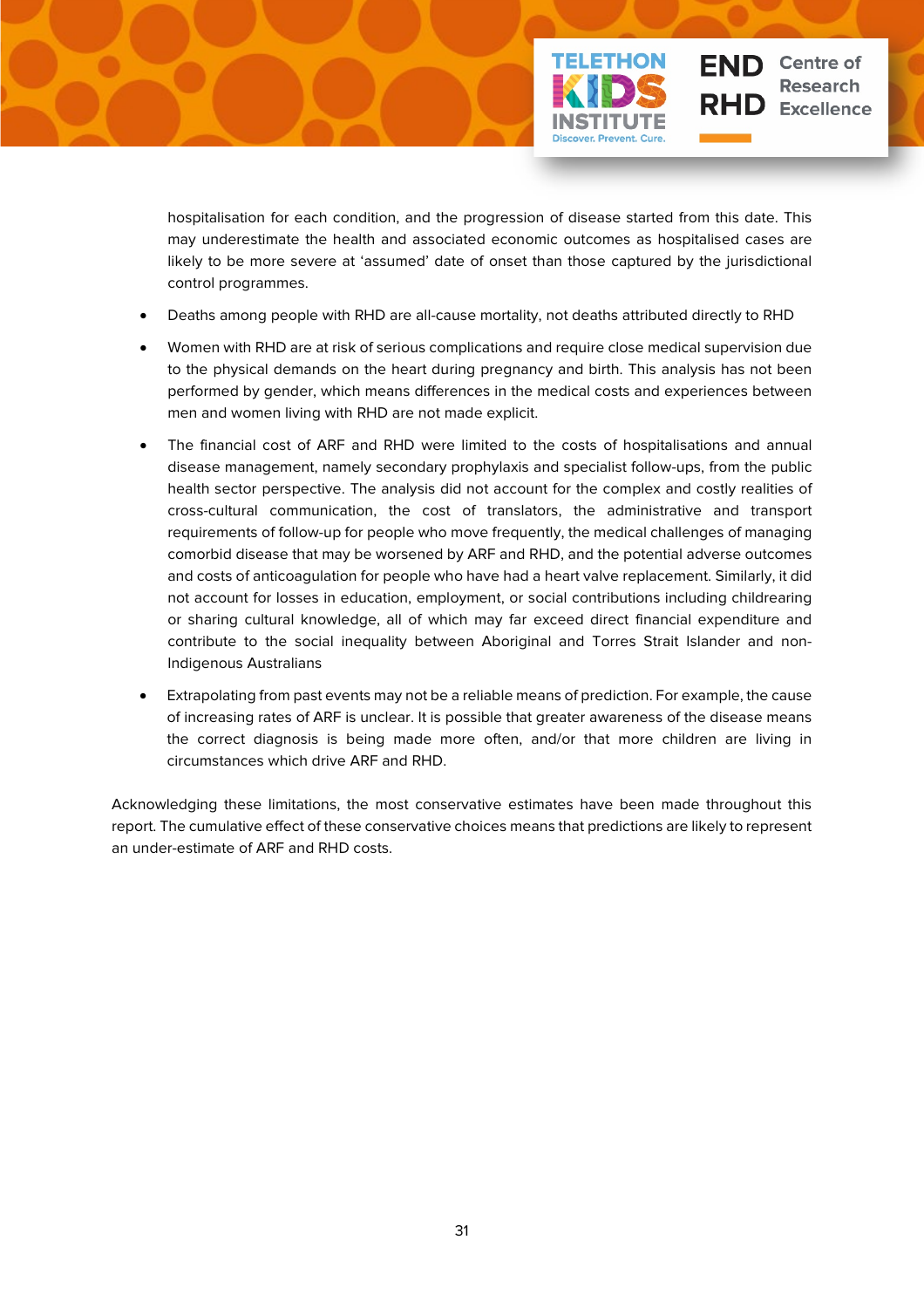hospitalisation for each condition, and the progression of disease started from this date. This may underestimate the health and associated economic outcomes as hospitalised cases are likely to be more severe at 'assumed' date of onset than those captured by the jurisdictional control programmes.

- Deaths among people with RHD are all-cause mortality, not deaths attributed directly to RHD
- Women with RHD are at risk of serious complications and require close medical supervision due to the physical demands on the heart during pregnancy and birth. This analysis has not been performed by gender, which means differences in the medical costs and experiences between men and women living with RHD are not made explicit.
- The financial cost of ARF and RHD were limited to the costs of hospitalisations and annual disease management, namely secondary prophylaxis and specialist follow-ups, from the public health sector perspective. The analysis did not account for the complex and costly realities of cross-cultural communication, the cost of translators, the administrative and transport requirements of follow-up for people who move frequently, the medical challenges of managing comorbid disease that may be worsened by ARF and RHD, and the potential adverse outcomes and costs of anticoagulation for people who have had a heart valve replacement. Similarly, it did not account for losses in education, employment, or social contributions including childrearing or sharing cultural knowledge, all of which may far exceed direct financial expenditure and contribute to the social inequality between Aboriginal and Torres Strait Islander and non-Indigenous Australians
- Extrapolating from past events may not be a reliable means of prediction. For example, the cause of increasing rates of ARF is unclear. It is possible that greater awareness of the disease means the correct diagnosis is being made more often, and/or that more children are living in circumstances which drive ARF and RHD.

Acknowledging these limitations, the most conservative estimates have been made throughout this report. The cumulative effect of these conservative choices means that predictions are likely to represent an under-estimate of ARF and RHD costs.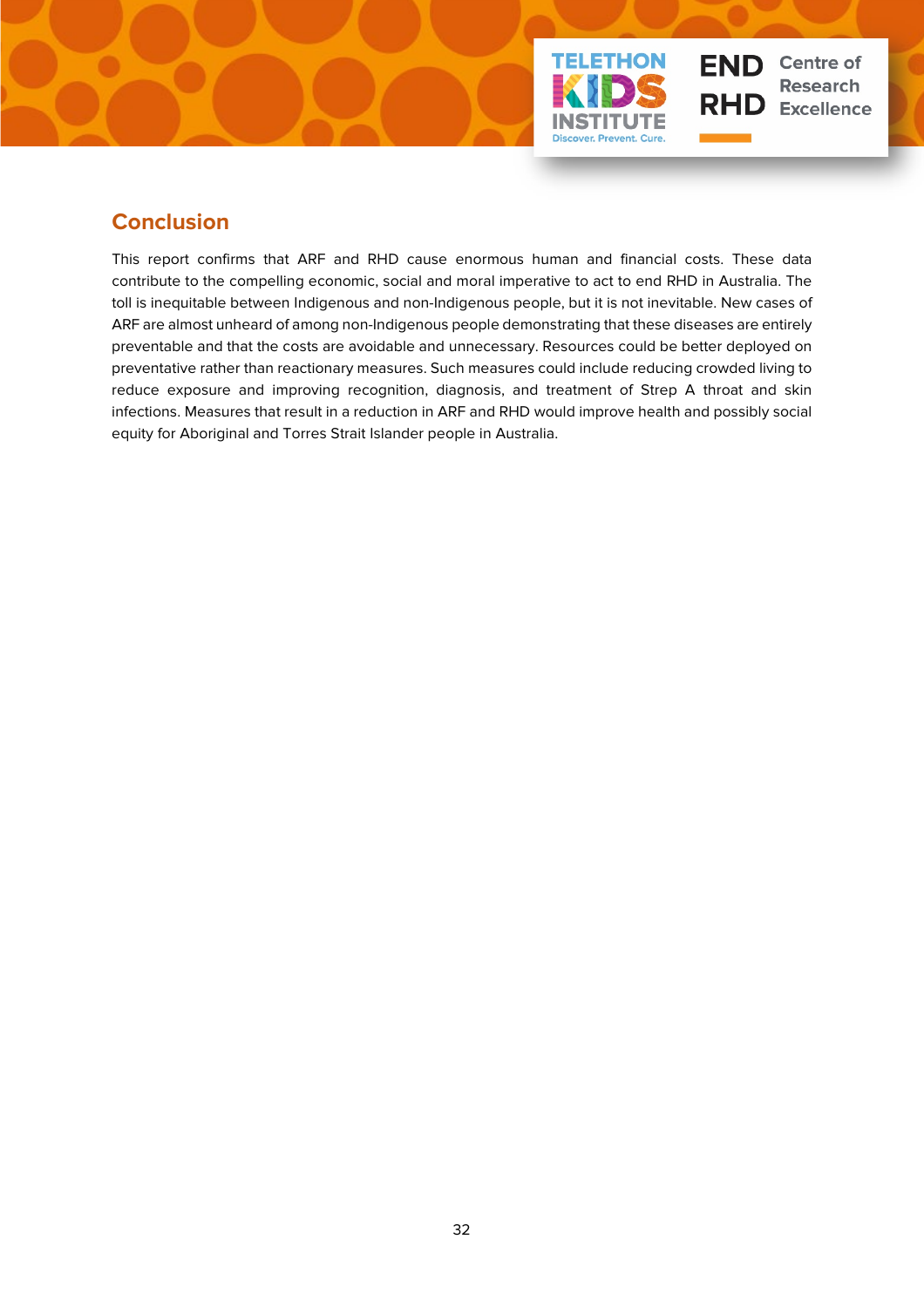## Conclusion

This report confirms that ARF and RHD cause enormous human and financial costs. These data contribute to the compelling economic, social and moral imperative to act to end RHD in Australia. The toll is inequitable between Indigenous and non-Indigenous people, but it is not inevitable. New cases of ARF are almost unheard of among non-Indigenous people demonstrating that these diseases are entirely preventable and that the costs are avoidable and unnecessary. Resources could be better deployed on preventative rather than reactionary measures. Such measures could include reducing crowded living to reduce exposure and improving recognition, diagnosis, and treatment of Strep A throat and skin infections. Measures that result in a reduction in ARF and RHD would improve health and possibly social equity for Aboriginal and Torres Strait Islander people in Australia.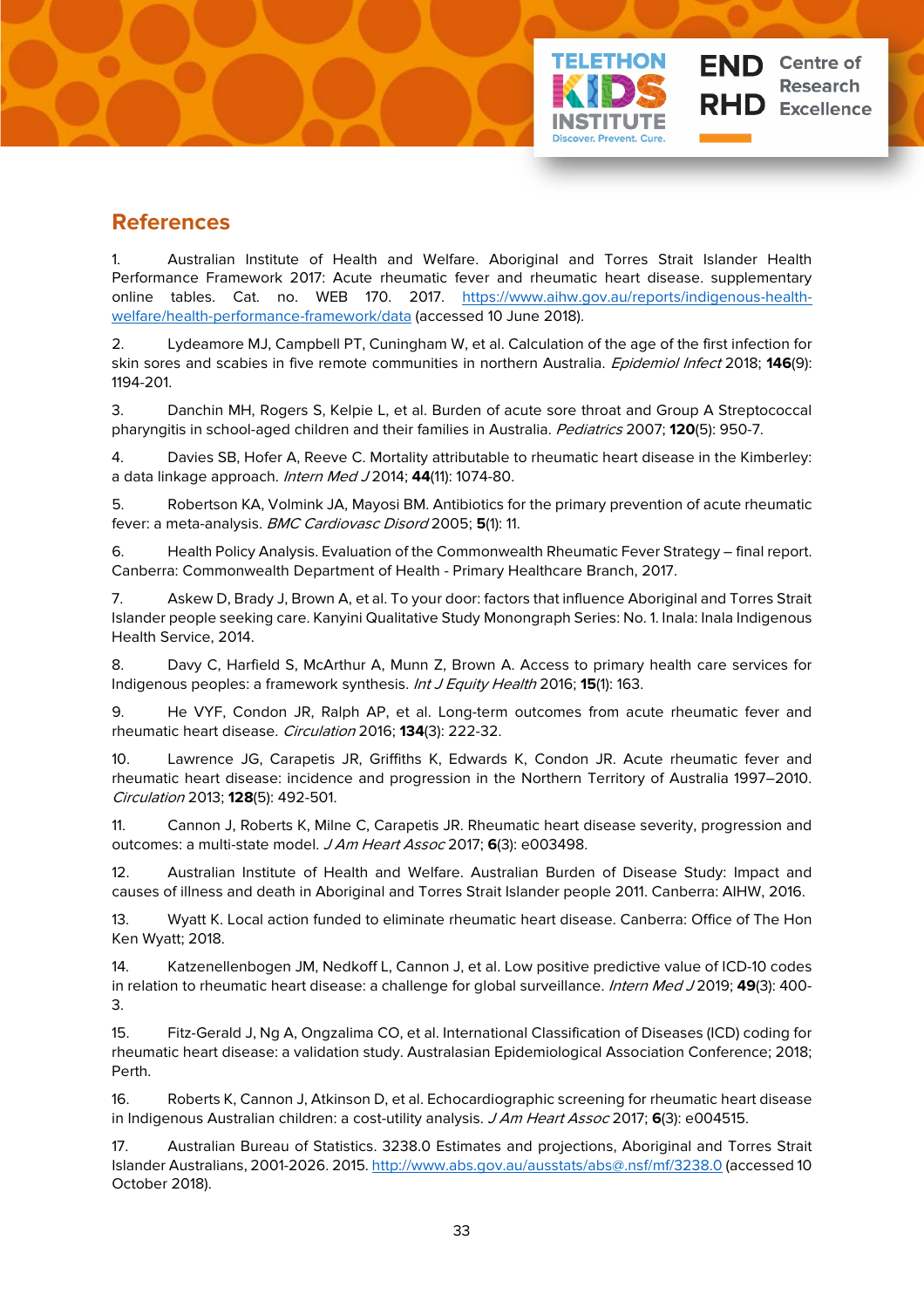## References

1. Australian Institute of Health and Welfare. Aboriginal and Torres Strait Islander Health Performance Framework 2017: Acute rheumatic fever and rheumatic heart disease. supplementary online tables. Cat. no. WEB 170. 2017. https://www.aihw.gov.au/reports/indigenous-health-welfare/health-performance-framework/data (accessed 10 June 2018).

2. Lydeamore MJ, Campbell PT, Cuningham W, et al. Calculation of the age of the first infection for skin sores and scabies in five remote communities in northern Australia. *Epidemiol Infect* 2018; **146**(9): 1194-201.

3. Danchin MH, Rogers S, Kelpie L, et al. Burden of acute sore throat and Group A Streptococcal pharyngitis in school-aged children and their families in Australia. *Pediatrics* 2007; **120**(5): 950-7.

4. Davies SB, Hofer A, Reeve C. Mortality attributable to rheumatic heart disease in the Kimberley: a data linkage approach. *Intern Med J* 2014; **44**(11): 1074-80.

5. Robertson KA, Volmink JA, Mayosi BM. Antibiotics for the primary prevention of acute rheumatic fever: a meta-analysis. *BMC Cardiovasc Disord* 2005; **5**(1): 11.

6. Health Policy Analysis. Evaluation of the Commonwealth Rheumatic Fever Strategy – final report. Canberra: Commonwealth Department of Health - Primary Healthcare Branch, 2017.

7. Askew D, Brady J, Brown A, et al. To your door: factors that influence Aboriginal and Torres Strait Islander people seeking care. Kanyini Qualitative Study Monongraph Series: No. 1. Inala: Inala Indigenous Health Service, 2014.

8. Davy C, Harfield S, McArthur A, Munn Z, Brown A. Access to primary health care services for Indigenous peoples: a framework synthesis. *Int J Equity Health* 2016; **15**(1): 163.

9. He VYF, Condon JR, Ralph AP, et al. Long-term outcomes from acute rheumatic fever and rheumatic heart disease. *Circulation* 2016; **134**(3): 222-32.

10. Lawrence JG, Carapetis JR, Griffiths K, Edwards K, Condon JR. Acute rheumatic fever and rheumatic heart disease: incidence and progression in the Northern Territory of Australia 1997–2010. *Circulation* 2013; **128**(5): 492-501.

11. Cannon J, Roberts K, Milne C, Carapetis JR. Rheumatic heart disease severity, progression and outcomes: a multi-state model. *J Am Heart Assoc* 2017; **6**(3): e003498.

12. Australian Institute of Health and Welfare. Australian Burden of Disease Study: Impact and causes of illness and death in Aboriginal and Torres Strait Islander people 2011. Canberra: AIHW, 2016.

13. Wyatt K. Local action funded to eliminate rheumatic heart disease. Canberra: Office of The Hon Ken Wyatt; 2018.

14. Katzenellenbogen JM, Nedkoff L, Cannon J, et al. Low positive predictive value of ICD-10 codes in relation to rheumatic heart disease: a challenge for global surveillance. *Intern Med J* 2019; **49**(3): 400-3.

15. Fitz-Gerald J, Ng A, Ongzalima CO, et al. International Classification of Diseases (ICD) coding for rheumatic heart disease: a validation study. Australasian Epidemiological Association Conference; 2018; Perth.

16. Roberts K, Cannon J, Atkinson D, et al. Echocardiographic screening for rheumatic heart disease in Indigenous Australian children: a cost-utility analysis. *J Am Heart Assoc* 2017; **6**(3): e004515.

17. Australian Bureau of Statistics. 3238.0 Estimates and projections, Aboriginal and Torres Strait Islander Australians, 2001-2026. 2015. http://www.abs.gov.au/ausstats/abs@.nsf/mf/3238.0 (accessed 10 October 2018).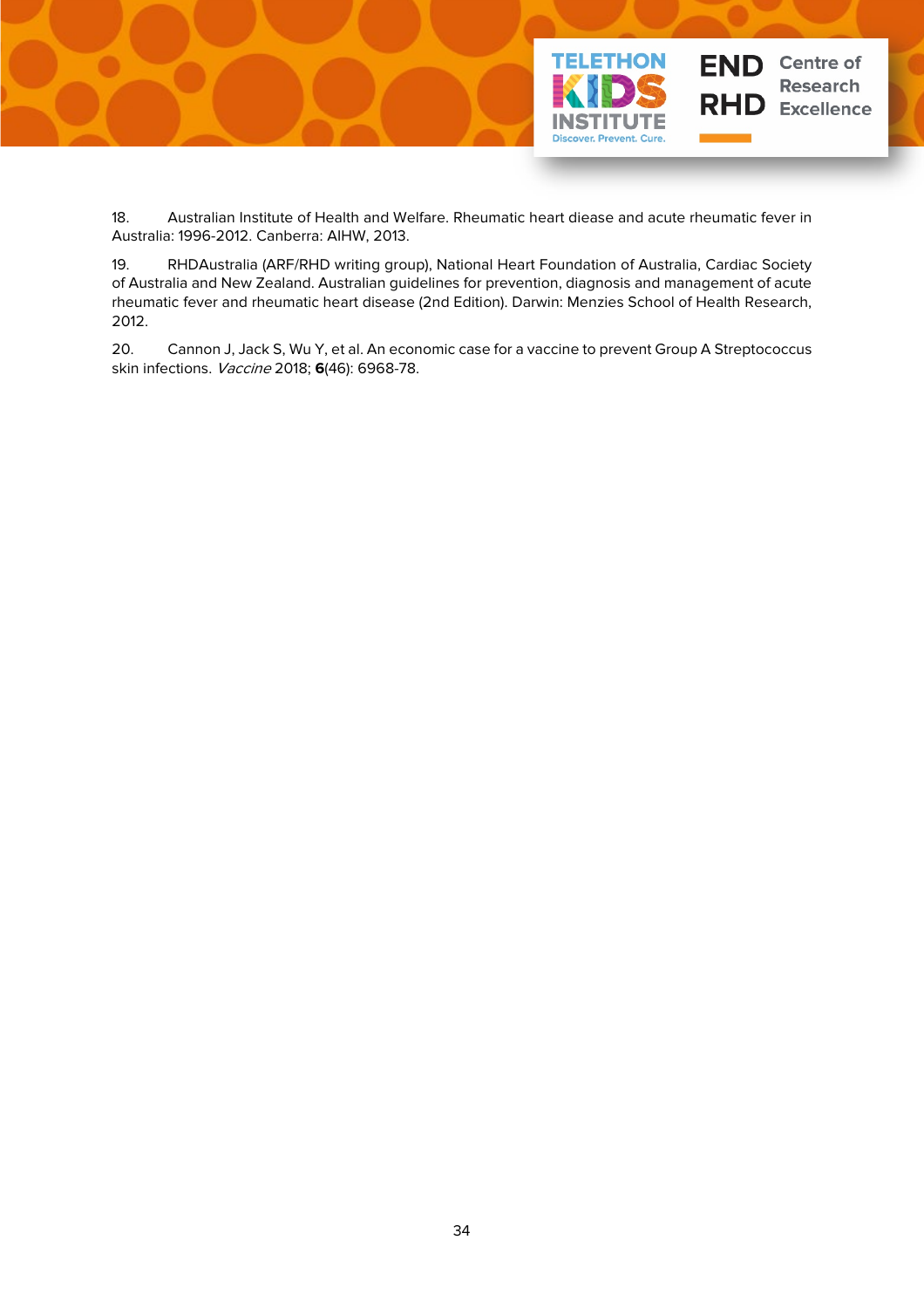18. Australian Institute of Health and Welfare. Rheumatic heart diease and acute rheumatic fever in Australia: 1996-2012. Canberra: AIHW, 2013.

19. RHDAustralia (ARF/RHD writing group), National Heart Foundation of Australia, Cardiac Society of Australia and New Zealand. Australian guidelines for prevention, diagnosis and management of acute rheumatic fever and rheumatic heart disease (2nd Edition). Darwin: Menzies School of Health Research, 2012.

20. Cannon J, Jack S, Wu Y, et al. An economic case for a vaccine to prevent Group A Streptococcus skin infections. *Vaccine* 2018; **6**(46): 6968-78.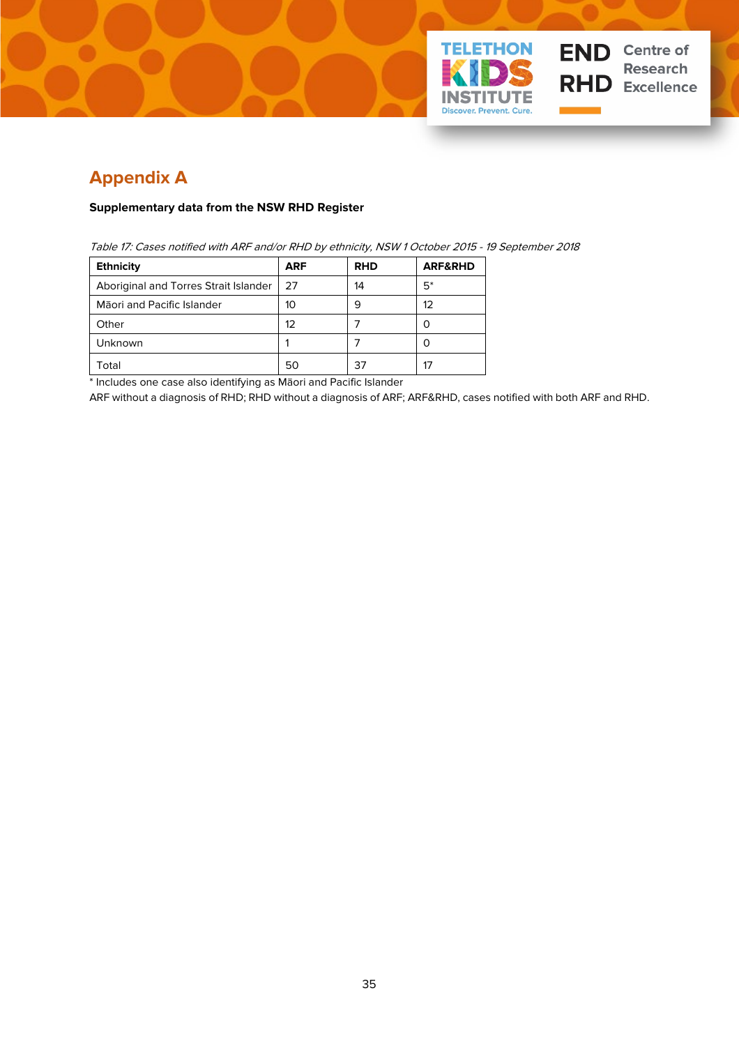## Appendix A

**Supplementary data from the NSW RHD Register**

*Table 17: Cases notified with ARF and/or RHD by ethnicity, NSW 1 October 2015 - 19 September 2018*

| Ethnicity | ARF | RHD | ARF&RHD |
|---|---|---|---|
| Aboriginal and Torres Strait Islander | 27 | 14 | 5* |
| Māori and Pacific Islander | 10 | 9 | 12 |
| Other | 12 | 7 | 0 |
| Unknown | 1 | 7 | 0 |
| Total | 50 | 37 | 17 |

* Includes one case also identifying as Māori and Pacific Islander

ARF without a diagnosis of RHD; RHD without a diagnosis of ARF; ARF&RHD, cases notified with both ARF and RHD.